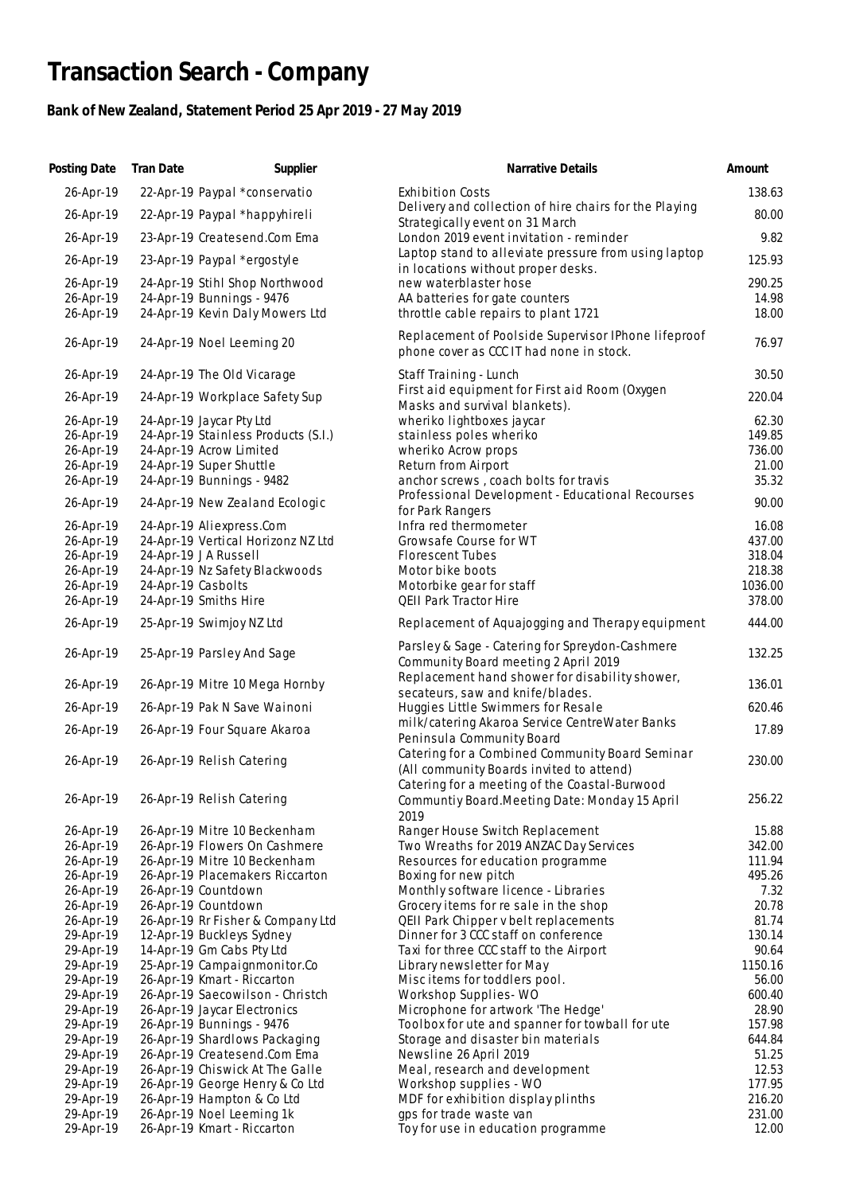# Transaction Search - Company

**Bank of New Zealand, Statement Period 25 Apr 2019 - 27 May 2019**

| Posting Date | Tran Date | Supplier | Narrative Details | Amount |
|---|---|---|---|---|
| 26-Apr-19 | 22-Apr-19 | Paypal *conservatio | Exhibition Costs | 138.63 |
| 26-Apr-19 | 22-Apr-19 | Paypal *happyhireli | Delivery and collection of hire chairs for the Playing Strategically event on 31 March | 80.00 |
| 26-Apr-19 | 23-Apr-19 | Createsend.Com Ema | London 2019 event invitation - reminder | 9.82 |
| 26-Apr-19 | 23-Apr-19 | Paypal *ergostyle | Laptop stand to alleviate pressure from using laptop in locations without proper desks. | 125.93 |
| 26-Apr-19 | 24-Apr-19 | Stihl Shop Northwood | new waterblaster hose | 290.25 |
| 26-Apr-19 | 24-Apr-19 | Bunnings - 9476 | AA batteries for gate counters | 14.98 |
| 26-Apr-19 | 24-Apr-19 | Kevin Daly Mowers Ltd | throttle cable repairs to plant 1721 | 18.00 |
| 26-Apr-19 | 24-Apr-19 | Noel Leeming 20 | Replacement of Poolside Supervisor IPhone lifeproof phone cover as CCC IT had none in stock. | 76.97 |
| 26-Apr-19 | 24-Apr-19 | The Old Vicarage | Staff Training - Lunch | 30.50 |
| 26-Apr-19 | 24-Apr-19 | Workplace Safety Sup | First aid equipment for First aid Room (Oxygen Masks and survival blankets). | 220.04 |
| 26-Apr-19 | 24-Apr-19 | Jaycar Pty Ltd | wheriko lightboxes jaycar | 62.30 |
| 26-Apr-19 | 24-Apr-19 | Stainless Products (S.I.) | stainless poles wheriko | 149.85 |
| 26-Apr-19 | 24-Apr-19 | Acrow Limited | wheriko Acrow props | 736.00 |
| 26-Apr-19 | 24-Apr-19 | Super Shuttle | Return from Airport | 21.00 |
| 26-Apr-19 | 24-Apr-19 | Bunnings - 9482 | anchor screws , coach bolts for travis | 35.32 |
| 26-Apr-19 | 24-Apr-19 | New Zealand Ecologic | Professional Development - Educational Recourses for Park Rangers | 90.00 |
| 26-Apr-19 | 24-Apr-19 | Aliexpress.Com | Infra red thermometer | 16.08 |
| 26-Apr-19 | 24-Apr-19 | Vertical Horizonz NZ Ltd | Growsafe Course for WT | 437.00 |
| 26-Apr-19 | 24-Apr-19 | J A Russell | Florescent Tubes | 318.04 |
| 26-Apr-19 | 24-Apr-19 | Nz Safety Blackwoods | Motor bike boots | 218.38 |
| 26-Apr-19 | 24-Apr-19 | Casbolts | Motorbike gear for staff | 1036.00 |
| 26-Apr-19 | 24-Apr-19 | Smiths Hire | QEII Park Tractor Hire | 378.00 |
| 26-Apr-19 | 25-Apr-19 | Swimjoy NZ Ltd | Replacement of Aquajogging and Therapy equipment | 444.00 |
| 26-Apr-19 | 25-Apr-19 | Parsley And Sage | Parsley & Sage - Catering for Spreydon-Cashmere Community Board meeting 2 April 2019 | 132.25 |
| 26-Apr-19 | 26-Apr-19 | Mitre 10 Mega Hornby | Replacement hand shower for disability shower, secateurs, saw and knife/blades. | 136.01 |
| 26-Apr-19 | 26-Apr-19 | Pak N Save Wainoni | Huggies Little Swimmers for Resale | 620.46 |
| 26-Apr-19 | 26-Apr-19 | Four Square Akaroa | milk/catering Akaroa Service CentreWater Banks Peninsula Community Board | 17.89 |
| 26-Apr-19 | 26-Apr-19 | Relish Catering | Catering for a Combined Community Board Seminar (All community Boards invited to attend) | 230.00 |
| 26-Apr-19 | 26-Apr-19 | Relish Catering | Catering for a meeting of the Coastal-Burwood Communtiy Board.Meeting Date: Monday 15 April 2019 | 256.22 |
| 26-Apr-19 | 26-Apr-19 | Mitre 10 Beckenham | Ranger House Switch Replacement | 15.88 |
| 26-Apr-19 | 26-Apr-19 | Flowers On Cashmere | Two Wreaths for 2019 ANZAC Day Services | 342.00 |
| 26-Apr-19 | 26-Apr-19 | Mitre 10 Beckenham | Resources for education programme | 111.94 |
| 26-Apr-19 | 26-Apr-19 | Placemakers Riccarton | Boxing for new pitch | 495.26 |
| 26-Apr-19 | 26-Apr-19 | Countdown | Monthly software licence - Libraries | 7.32 |
| 26-Apr-19 | 26-Apr-19 | Countdown | Grocery items for re sale in the shop | 20.78 |
| 26-Apr-19 | 26-Apr-19 | Rr Fisher & Company Ltd | QEII Park Chipper v belt replacements | 81.74 |
| 29-Apr-19 | 12-Apr-19 | Buckleys Sydney | Dinner for 3 CCC staff on conference | 130.14 |
| 29-Apr-19 | 14-Apr-19 | Gm Cabs Pty Ltd | Taxi for three CCC staff to the Airport | 90.64 |
| 29-Apr-19 | 25-Apr-19 | Campaignmonitor.Co | Library newsletter for May | 1150.16 |
| 29-Apr-19 | 26-Apr-19 | Kmart - Riccarton | Misc items for toddlers pool. | 56.00 |
| 29-Apr-19 | 26-Apr-19 | Saecowilson - Christch | Workshop Supplies- WO | 600.40 |
| 29-Apr-19 | 26-Apr-19 | Jaycar Electronics | Microphone for artwork 'The Hedge' | 28.90 |
| 29-Apr-19 | 26-Apr-19 | Bunnings - 9476 | Toolbox for ute and spanner for towball for ute | 157.98 |
| 29-Apr-19 | 26-Apr-19 | Shardlows Packaging | Storage and disaster bin materials | 644.84 |
| 29-Apr-19 | 26-Apr-19 | Createsend.Com Ema | Newsline 26 April 2019 | 51.25 |
| 29-Apr-19 | 26-Apr-19 | Chiswick At The Galle | Meal, research and development | 12.53 |
| 29-Apr-19 | 26-Apr-19 | George Henry & Co Ltd | Workshop supplies - WO | 177.95 |
| 29-Apr-19 | 26-Apr-19 | Hampton & Co Ltd | MDF for exhibition display plinths | 216.20 |
| 29-Apr-19 | 26-Apr-19 | Noel Leeming 1k | gps for trade waste van | 231.00 |
| 29-Apr-19 | 26-Apr-19 | Kmart - Riccarton | Toy for use in education programme | 12.00 |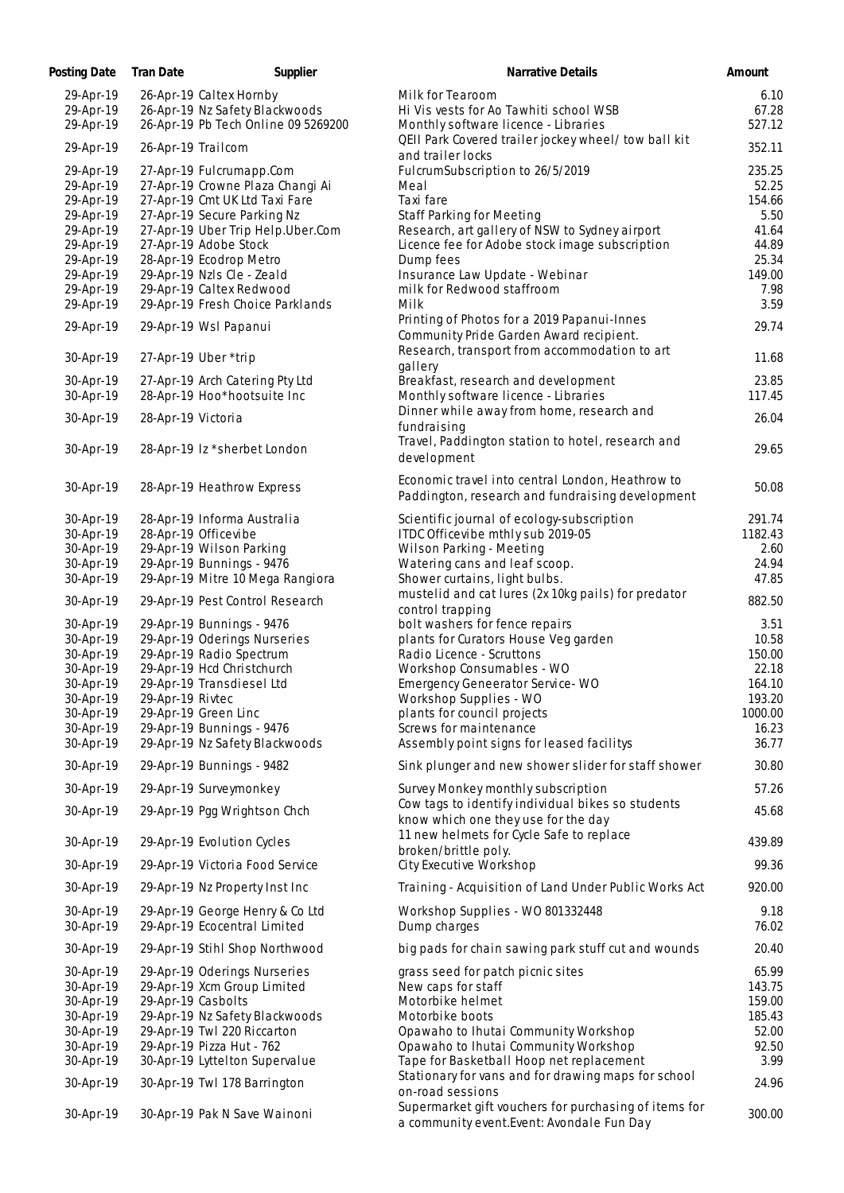| Posting Date | Tran Date | Supplier | Narrative Details | Amount |
|---|---|---|---|---|
| 29-Apr-19 | 26-Apr-19 | Caltex Hornby | Milk for Tearoom | 6.10 |
| 29-Apr-19 | 26-Apr-19 | Nz Safety Blackwoods | Hi Vis vests for Ao Tawhiti school WSB | 67.28 |
| 29-Apr-19 | 26-Apr-19 | Pb Tech Online 09 5269200 | Monthly software licence - Libraries | 527.12 |
| 29-Apr-19 | 26-Apr-19 | Trailcom | QEII Park Covered trailer jockey wheel/ tow ball kit and trailer locks | 352.11 |
| 29-Apr-19 | 27-Apr-19 | Fulcrumapp.Com | FulcrumSubscription to 26/5/2019 | 235.25 |
| 29-Apr-19 | 27-Apr-19 | Crowne Plaza Changi Ai | Meal | 52.25 |
| 29-Apr-19 | 27-Apr-19 | Cmt UK Ltd Taxi Fare | Taxi fare | 154.66 |
| 29-Apr-19 | 27-Apr-19 | Secure Parking Nz | Staff Parking for Meeting | 5.50 |
| 29-Apr-19 | 27-Apr-19 | Uber Trip Help.Uber.Com | Research, art gallery of NSW to Sydney airport | 41.64 |
| 29-Apr-19 | 27-Apr-19 | Adobe Stock | Licence fee for Adobe stock image subscription | 44.89 |
| 29-Apr-19 | 28-Apr-19 | Ecodrop Metro | Dump fees | 25.34 |
| 29-Apr-19 | 29-Apr-19 | Nzls Cle - Zeald | Insurance Law Update - Webinar | 149.00 |
| 29-Apr-19 | 29-Apr-19 | Caltex Redwood | milk for Redwood staffroom | 7.98 |
| 29-Apr-19 | 29-Apr-19 | Fresh Choice Parklands | Milk | 3.59 |
| 29-Apr-19 | 29-Apr-19 | Wsl Papanui | Printing of Photos for a 2019 Papanui-Innes Community Pride Garden Award recipient. | 29.74 |
| 30-Apr-19 | 27-Apr-19 | Uber *trip | Research, transport from accommodation to art gallery | 11.68 |
| 30-Apr-19 | 27-Apr-19 | Arch Catering Pty Ltd | Breakfast, research and development | 23.85 |
| 30-Apr-19 | 28-Apr-19 | Hoo*hootsuite Inc | Monthly software licence - Libraries | 117.45 |
| 30-Apr-19 | 28-Apr-19 | Victoria | Dinner while away from home, research and fundraising | 26.04 |
| 30-Apr-19 | 28-Apr-19 | Iz *sherbet London | Travel, Paddington station to hotel, research and development | 29.65 |
| 30-Apr-19 | 28-Apr-19 | Heathrow Express | Economic travel into central London, Heathrow to Paddington, research and fundraising development | 50.08 |
| 30-Apr-19 | 28-Apr-19 | Informa Australia | Scientific journal of ecology-subscription | 291.74 |
| 30-Apr-19 | 28-Apr-19 | Officevibe | ITDC Officevibe mthly sub 2019-05 | 1182.43 |
| 30-Apr-19 | 29-Apr-19 | Wilson Parking | Wilson Parking - Meeting | 2.60 |
| 30-Apr-19 | 29-Apr-19 | Bunnings - 9476 | Watering cans and leaf scoop. | 24.94 |
| 30-Apr-19 | 29-Apr-19 | Mitre 10 Mega Rangiora | Shower curtains, light bulbs. | 47.85 |
| 30-Apr-19 | 29-Apr-19 | Pest Control Research | mustelid and cat lures (2x 10kg pails) for predator control trapping | 882.50 |
| 30-Apr-19 | 29-Apr-19 | Bunnings - 9476 | bolt washers for fence repairs | 3.51 |
| 30-Apr-19 | 29-Apr-19 | Oderings Nurseries | plants for Curators House Veg garden | 10.58 |
| 30-Apr-19 | 29-Apr-19 | Radio Spectrum | Radio Licence - Scruttons | 150.00 |
| 30-Apr-19 | 29-Apr-19 | Hcd Christchurch | Workshop Consumables - WO | 22.18 |
| 30-Apr-19 | 29-Apr-19 | Transdiesel Ltd | Emergency Geneerator Service- WO | 164.10 |
| 30-Apr-19 | 29-Apr-19 | Rivtec | Workshop Supplies - WO | 193.20 |
| 30-Apr-19 | 29-Apr-19 | Green Linc | plants for council projects | 1000.00 |
| 30-Apr-19 | 29-Apr-19 | Bunnings - 9476 | Screws for maintenance | 16.23 |
| 30-Apr-19 | 29-Apr-19 | Nz Safety Blackwoods | Assembly point signs for leased facilitys | 36.77 |
| 30-Apr-19 | 29-Apr-19 | Bunnings - 9482 | Sink plunger and new shower slider for staff shower | 30.80 |
| 30-Apr-19 | 29-Apr-19 | Surveymonkey | Survey Monkey monthly subscription | 57.26 |
| 30-Apr-19 | 29-Apr-19 | Pgg Wrightson Chch | Cow tags to identify individual bikes so students know which one they use for the day | 45.68 |
| 30-Apr-19 | 29-Apr-19 | Evolution Cycles | 11 new helmets for Cycle Safe to replace broken/brittle poly. | 439.89 |
| 30-Apr-19 | 29-Apr-19 | Victoria Food Service | City Executive Workshop | 99.36 |
| 30-Apr-19 | 29-Apr-19 | Nz Property Inst Inc | Training - Acquisition of Land Under Public Works Act | 920.00 |
| 30-Apr-19 | 29-Apr-19 | George Henry & Co Ltd | Workshop Supplies - WO 801332448 | 9.18 |
| 30-Apr-19 | 29-Apr-19 | Ecocentral Limited | Dump charges | 76.02 |
| 30-Apr-19 | 29-Apr-19 | Stihl Shop Northwood | big pads for chain sawing park stuff cut and wounds | 20.40 |
| 30-Apr-19 | 29-Apr-19 | Oderings Nurseries | grass seed for patch picnic sites | 65.99 |
| 30-Apr-19 | 29-Apr-19 | Xcm Group Limited | New caps for staff | 143.75 |
| 30-Apr-19 | 29-Apr-19 | Casbolts | Motorbike helmet | 159.00 |
| 30-Apr-19 | 29-Apr-19 | Nz Safety Blackwoods | Motorbike boots | 185.43 |
| 30-Apr-19 | 29-Apr-19 | Twl 220 Riccarton | Opawaho to Ihutai Community Workshop | 52.00 |
| 30-Apr-19 | 29-Apr-19 | Pizza Hut - 762 | Opawaho to Ihutai Community Workshop | 92.50 |
| 30-Apr-19 | 30-Apr-19 | Lyttelton Supervalue | Tape for Basketball Hoop net replacement | 3.99 |
| 30-Apr-19 | 30-Apr-19 | Twl 178 Barrington | Stationary for vans and for drawing maps for school on-road sessions | 24.96 |
| 30-Apr-19 | 30-Apr-19 | Pak N Save Wainoni | Supermarket gift vouchers for purchasing of items for a community event.Event: Avondale Fun Day | 300.00 |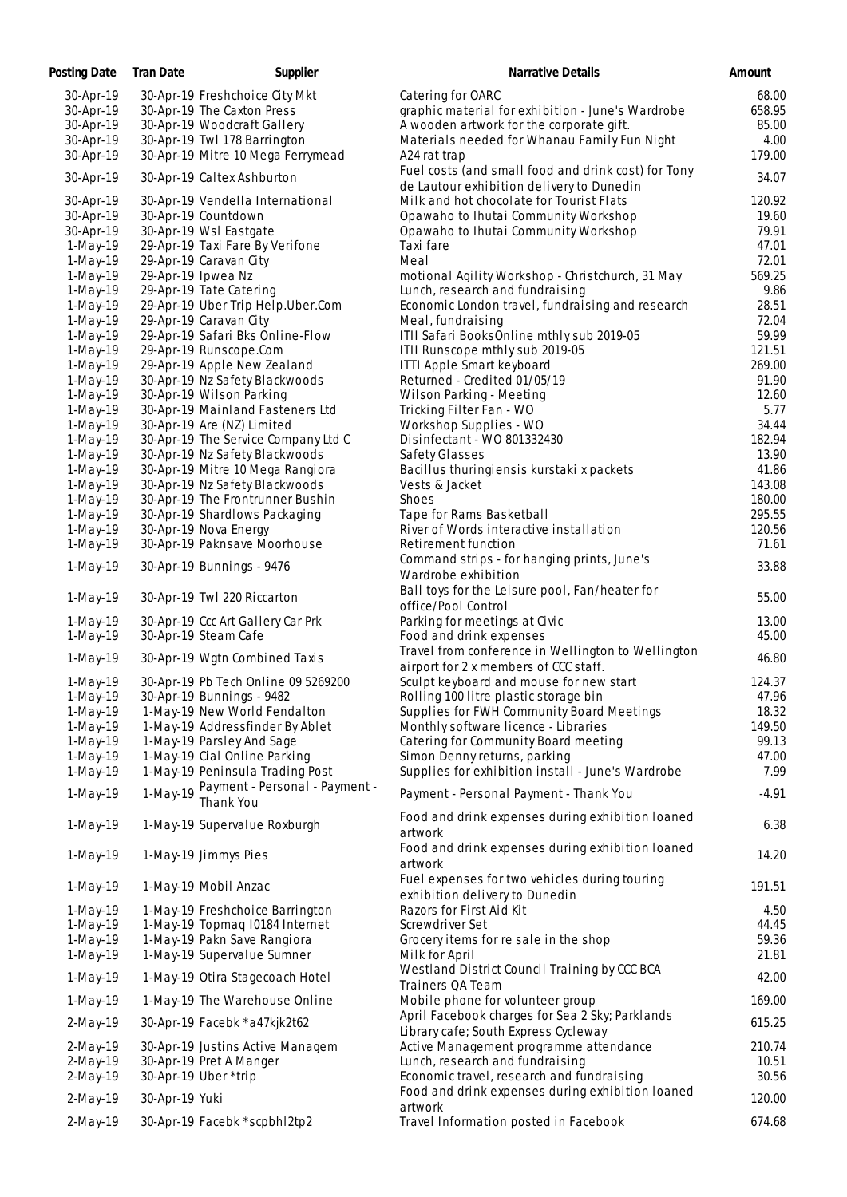| Posting Date | Tran Date | Supplier | Narrative Details | Amount |
|---|---|---|---|---|
| 30-Apr-19 | 30-Apr-19 | Freshchoice City Mkt | Catering for OARC | 68.00 |
| 30-Apr-19 | 30-Apr-19 | The Caxton Press | graphic material for exhibition - June's Wardrobe | 658.95 |
| 30-Apr-19 | 30-Apr-19 | Woodcraft Gallery | A wooden artwork for the corporate gift. | 85.00 |
| 30-Apr-19 | 30-Apr-19 | Twl 178 Barrington | Materials needed for Whanau Family Fun Night | 4.00 |
| 30-Apr-19 | 30-Apr-19 | Mitre 10 Mega Ferrymead | A24 rat trap | 179.00 |
| 30-Apr-19 | 30-Apr-19 | Caltex Ashburton | Fuel costs (and small food and drink cost) for Tony de Lautour exhibition delivery to Dunedin | 34.07 |
| 30-Apr-19 | 30-Apr-19 | Vendella International | Milk and hot chocolate for Tourist Flats | 120.92 |
| 30-Apr-19 | 30-Apr-19 | Countdown | Opawaho to Ihutai Community Workshop | 19.60 |
| 30-Apr-19 | 30-Apr-19 | Wsl Eastgate | Opawaho to Ihutai Community Workshop | 79.91 |
| 1-May-19 | 29-Apr-19 | Taxi Fare By Verifone | Taxi fare | 47.01 |
| 1-May-19 | 29-Apr-19 | Caravan City | Meal | 72.01 |
| 1-May-19 | 29-Apr-19 | Ipwea Nz | motional Agility Workshop - Christchurch, 31 May | 569.25 |
| 1-May-19 | 29-Apr-19 | Tate Catering | Lunch, research and fundraising | 9.86 |
| 1-May-19 | 29-Apr-19 | Uber Trip Help.Uber.Com | Economic London travel, fundraising and research | 28.51 |
| 1-May-19 | 29-Apr-19 | Caravan City | Meal, fundraising | 72.04 |
| 1-May-19 | 29-Apr-19 | Safari Bks Online-Flow | ITII Safari BooksOnline mthly sub 2019-05 | 59.99 |
| 1-May-19 | 29-Apr-19 | Runscope.Com | ITII Runscope mthly sub 2019-05 | 121.51 |
| 1-May-19 | 29-Apr-19 | Apple New Zealand | ITTI Apple Smart keyboard | 269.00 |
| 1-May-19 | 30-Apr-19 | Nz Safety Blackwoods | Returned - Credited 01/05/19 | 91.90 |
| 1-May-19 | 30-Apr-19 | Wilson Parking | Wilson Parking - Meeting | 12.60 |
| 1-May-19 | 30-Apr-19 | Mainland Fasteners Ltd | Tricking Filter Fan - WO | 5.77 |
| 1-May-19 | 30-Apr-19 | Are (NZ) Limited | Workshop Supplies - WO | 34.44 |
| 1-May-19 | 30-Apr-19 | The Service Company Ltd C | Disinfectant - WO 801332430 | 182.94 |
| 1-May-19 | 30-Apr-19 | Nz Safety Blackwoods | Safety Glasses | 13.90 |
| 1-May-19 | 30-Apr-19 | Mitre 10 Mega Rangiora | Bacillus thuringiensis kurstaki x packets | 41.86 |
| 1-May-19 | 30-Apr-19 | Nz Safety Blackwoods | Vests & Jacket | 143.08 |
| 1-May-19 | 30-Apr-19 | The Frontrunner Bushin | Shoes | 180.00 |
| 1-May-19 | 30-Apr-19 | Shardlows Packaging | Tape for Rams Basketball | 295.55 |
| 1-May-19 | 30-Apr-19 | Nova Energy | River of Words interactive installation | 120.56 |
| 1-May-19 | 30-Apr-19 | Paknsave Moorhouse | Retirement function | 71.61 |
| 1-May-19 | 30-Apr-19 | Bunnings - 9476 | Command strips - for hanging prints, June's Wardrobe exhibition | 33.88 |
| 1-May-19 | 30-Apr-19 | Twl 220 Riccarton | Ball toys for the Leisure pool, Fan/heater for office/Pool Control | 55.00 |
| 1-May-19 | 30-Apr-19 | Ccc Art Gallery Car Prk | Parking for meetings at Civic | 13.00 |
| 1-May-19 | 30-Apr-19 | Steam Cafe | Food and drink expenses | 45.00 |
| 1-May-19 | 30-Apr-19 | Wgtn Combined Taxis | Travel from conference in Wellington to Wellington airport for 2 x members of CCC staff. | 46.80 |
| 1-May-19 | 30-Apr-19 | Pb Tech Online 09 5269200 | Sculpt keyboard and mouse for new start | 124.37 |
| 1-May-19 | 30-Apr-19 | Bunnings - 9482 | Rolling 100 litre plastic storage bin | 47.96 |
| 1-May-19 | 1-May-19 | New World Fendalton | Supplies for FWH Community Board Meetings | 18.32 |
| 1-May-19 | 1-May-19 | Addressfinder By Ablet | Monthly software licence - Libraries | 149.50 |
| 1-May-19 | 1-May-19 | Parsley And Sage | Catering for Community Board meeting | 99.13 |
| 1-May-19 | 1-May-19 | Cial Online Parking | Simon Denny returns, parking | 47.00 |
| 1-May-19 | 1-May-19 | Peninsula Trading Post | Supplies for exhibition install - June's Wardrobe | 7.99 |
| 1-May-19 | 1-May-19 | Payment - Personal - Payment - Thank You | Payment - Personal Payment - Thank You | -4.91 |
| 1-May-19 | 1-May-19 | Supervalue Roxburgh | Food and drink expenses during exhibition loaned artwork | 6.38 |
| 1-May-19 | 1-May-19 | Jimmys Pies | Food and drink expenses during exhibition loaned artwork | 14.20 |
| 1-May-19 | 1-May-19 | Mobil Anzac | Fuel expenses for two vehicles during touring exhibition delivery to Dunedin | 191.51 |
| 1-May-19 | 1-May-19 | Freshchoice Barrington | Razors for First Aid Kit | 4.50 |
| 1-May-19 | 1-May-19 | Topmaq I0184 Internet | Screwdriver Set | 44.45 |
| 1-May-19 | 1-May-19 | Pakn Save Rangiora | Grocery items for re sale in the shop | 59.36 |
| 1-May-19 | 1-May-19 | Supervalue Sumner | Milk for April | 21.81 |
| 1-May-19 | 1-May-19 | Otira Stagecoach Hotel | Westland District Council Training by CCC BCA Trainers QA Team | 42.00 |
| 1-May-19 | 1-May-19 | The Warehouse Online | Mobile phone for volunteer group | 169.00 |
| 2-May-19 | 30-Apr-19 | Facebk *a47kjk2t62 | April Facebook charges for Sea 2 Sky; Parklands Library cafe; South Express Cycleway | 615.25 |
| 2-May-19 | 30-Apr-19 | Justins Active Managem | Active Management programme attendance | 210.74 |
| 2-May-19 | 30-Apr-19 | Pret A Manger | Lunch, research and fundraising | 10.51 |
| 2-May-19 | 30-Apr-19 | Uber *trip | Economic travel, research and fundraising | 30.56 |
| 2-May-19 | 30-Apr-19 | Yuki | Food and drink expenses during exhibition loaned artwork | 120.00 |
| 2-May-19 | 30-Apr-19 | Facebk *scpbhl2tp2 | Travel Information posted in Facebook | 674.68 |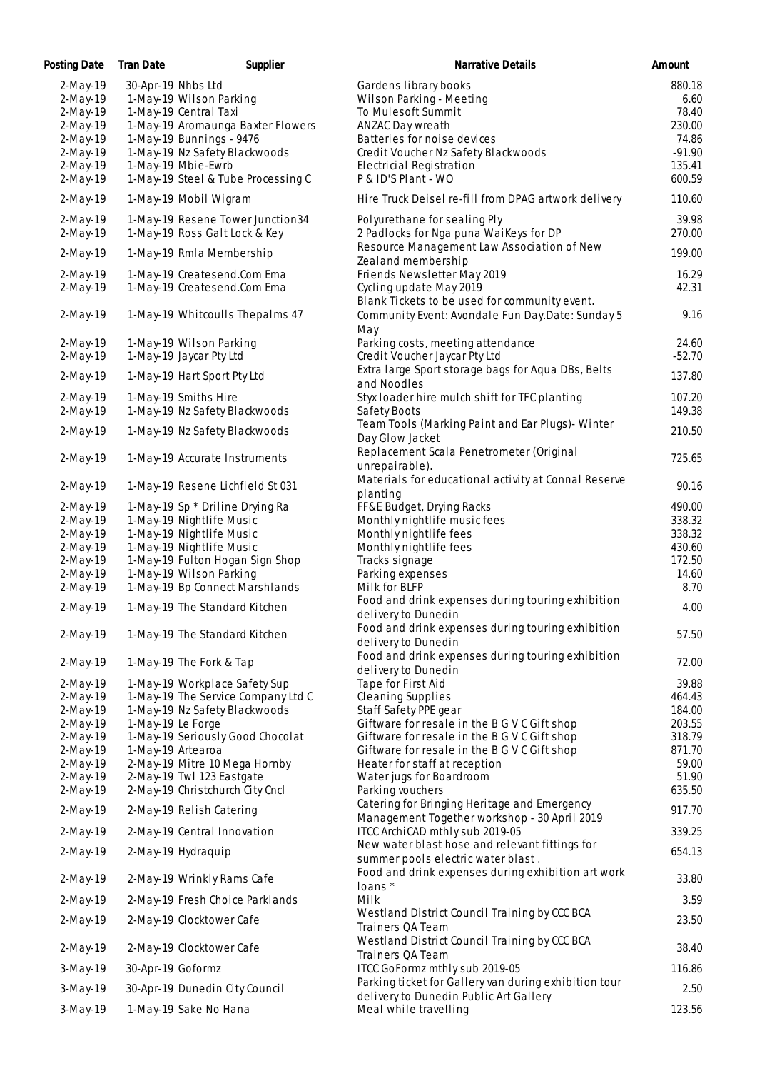| Posting Date | Tran Date | Supplier | Narrative Details | Amount |
|---|---|---|---|---|
| 2-May-19 | 30-Apr-19 | Nhbs Ltd | Gardens library books | 880.18 |
| 2-May-19 | 1-May-19 | Wilson Parking | Wilson Parking - Meeting | 6.60 |
| 2-May-19 | 1-May-19 | Central Taxi | To Mulesoft Summit | 78.40 |
| 2-May-19 | 1-May-19 | Aromaunga Baxter Flowers | ANZAC Day wreath | 230.00 |
| 2-May-19 | 1-May-19 | Bunnings - 9476 | Batteries for noise devices | 74.86 |
| 2-May-19 | 1-May-19 | Nz Safety Blackwoods | Credit Voucher Nz Safety Blackwoods | -91.90 |
| 2-May-19 | 1-May-19 | Mbie-Ewrb | Electricial Registration | 135.41 |
| 2-May-19 | 1-May-19 | Steel & Tube Processing C | P & ID'S Plant - WO | 600.59 |
| 2-May-19 | 1-May-19 | Mobil Wigram | Hire Truck Deisel re-fill from DPAG artwork delivery | 110.60 |
| 2-May-19 | 1-May-19 | Resene Tower Junction34 | Polyurethane for sealing Ply | 39.98 |
| 2-May-19 | 1-May-19 | Ross Galt Lock & Key | 2 Padlocks for Nga puna WaiKeys for DP | 270.00 |
| 2-May-19 | 1-May-19 | Rmla Membership | Resource Management Law Association of New Zealand membership | 199.00 |
| 2-May-19 | 1-May-19 | Createsend.Com Ema | Friends Newsletter May 2019 | 16.29 |
| 2-May-19 | 1-May-19 | Createsend.Com Ema | Cycling update May 2019 | 42.31 |
| 2-May-19 | 1-May-19 | Whitcoulls Thepalms 47 | Blank Tickets to be used for community event. Community Event: Avondale Fun Day.Date: Sunday 5 May | 9.16 |
| 2-May-19 | 1-May-19 | Wilson Parking | Parking costs, meeting attendance | 24.60 |
| 2-May-19 | 1-May-19 | Jaycar Pty Ltd | Credit Voucher Jaycar Pty Ltd | -52.70 |
| 2-May-19 | 1-May-19 | Hart Sport Pty Ltd | Extra large Sport storage bags for Aqua DBs, Belts and Noodles | 137.80 |
| 2-May-19 | 1-May-19 | Smiths Hire | Styx loader hire mulch shift for TFC planting | 107.20 |
| 2-May-19 | 1-May-19 | Nz Safety Blackwoods | Safety Boots | 149.38 |
| 2-May-19 | 1-May-19 | Nz Safety Blackwoods | Team Tools (Marking Paint and Ear Plugs)- Winter Day Glow Jacket | 210.50 |
| 2-May-19 | 1-May-19 | Accurate Instruments | Replacement Scala Penetrometer (Original unrepairable). | 725.65 |
| 2-May-19 | 1-May-19 | Resene Lichfield St 031 | Materials for educational activity at Connal Reserve planting | 90.16 |
| 2-May-19 | 1-May-19 | Sp * Driline Drying Ra | FF&E Budget, Drying Racks | 490.00 |
| 2-May-19 | 1-May-19 | Nightlife Music | Monthly nightlife music fees | 338.32 |
| 2-May-19 | 1-May-19 | Nightlife Music | Monthly nightlife fees | 338.32 |
| 2-May-19 | 1-May-19 | Nightlife Music | Monthly nightlife fees | 430.60 |
| 2-May-19 | 1-May-19 | Fulton Hogan Sign Shop | Tracks signage | 172.50 |
| 2-May-19 | 1-May-19 | Wilson Parking | Parking expenses | 14.60 |
| 2-May-19 | 1-May-19 | Bp Connect Marshlands | Milk for BLFP | 8.70 |
| 2-May-19 | 1-May-19 | The Standard Kitchen | Food and drink expenses during touring exhibition delivery to Dunedin | 4.00 |
| 2-May-19 | 1-May-19 | The Standard Kitchen | Food and drink expenses during touring exhibition delivery to Dunedin | 57.50 |
| 2-May-19 | 1-May-19 | The Fork & Tap | Food and drink expenses during touring exhibition delivery to Dunedin | 72.00 |
| 2-May-19 | 1-May-19 | Workplace Safety Sup | Tape for First Aid | 39.88 |
| 2-May-19 | 1-May-19 | The Service Company Ltd C | Cleaning Supplies | 464.43 |
| 2-May-19 | 1-May-19 | Nz Safety Blackwoods | Staff Safety PPE gear | 184.00 |
| 2-May-19 | 1-May-19 | Le Forge | Giftware for resale in the B G V C Gift shop | 203.55 |
| 2-May-19 | 1-May-19 | Seriously Good Chocolat | Giftware for resale in the B G V C Gift shop | 318.79 |
| 2-May-19 | 1-May-19 | Artearoa | Giftware for resale in the B G V C Gift shop | 871.70 |
| 2-May-19 | 2-May-19 | Mitre 10 Mega Hornby | Heater for staff at reception | 59.00 |
| 2-May-19 | 2-May-19 | Twl 123 Eastgate | Water jugs for Boardroom | 51.90 |
| 2-May-19 | 2-May-19 | Christchurch City Cncl | Parking vouchers | 635.50 |
| 2-May-19 | 2-May-19 | Relish Catering | Catering for Bringing Heritage and Emergency Management Together workshop - 30 April 2019 | 917.70 |
| 2-May-19 | 2-May-19 | Central Innovation | ITCC ArchiCAD mthly sub 2019-05 | 339.25 |
| 2-May-19 | 2-May-19 | Hydraquip | New water blast hose and relevant fittings for summer pools electric water blast . | 654.13 |
| 2-May-19 | 2-May-19 | Wrinkly Rams Cafe | Food and drink expenses during exhibition art work loans * | 33.80 |
| 2-May-19 | 2-May-19 | Fresh Choice Parklands | Milk | 3.59 |
| 2-May-19 | 2-May-19 | Clocktower Cafe | Westland District Council Training by CCC BCA Trainers QA Team | 23.50 |
| 2-May-19 | 2-May-19 | Clocktower Cafe | Westland District Council Training by CCC BCA Trainers QA Team | 38.40 |
| 3-May-19 | 30-Apr-19 | Goformz | ITCC GoFormz mthly sub 2019-05 | 116.86 |
| 3-May-19 | 30-Apr-19 | Dunedin City Council | Parking ticket for Gallery van during exhibition tour delivery to Dunedin Public Art Gallery | 2.50 |
| 3-May-19 | 1-May-19 | Sake No Hana | Meal while travelling | 123.56 |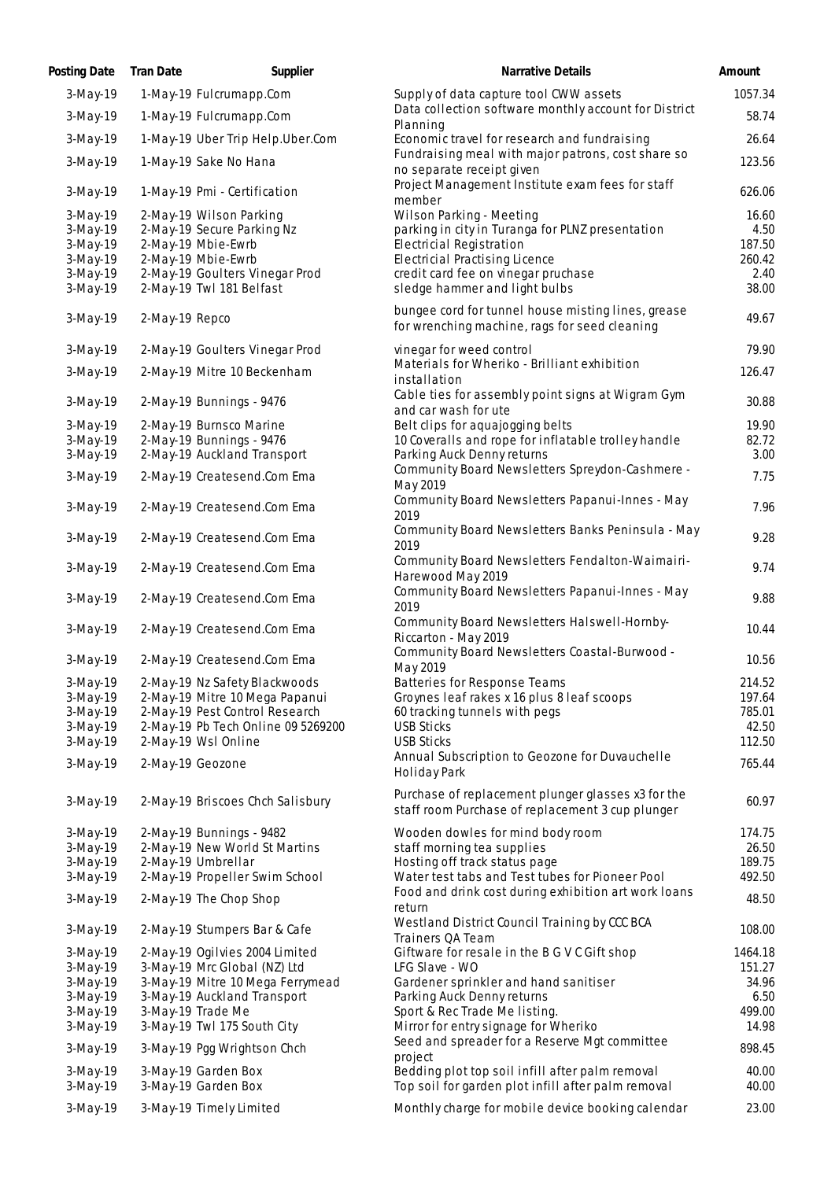| Posting Date | Tran Date | Supplier | Narrative Details | Amount |
|---|---|---|---|---|
| 3-May-19 | 1-May-19 | Fulcrumapp.Com | Supply of data capture tool CWW assets | 1057.34 |
| 3-May-19 | 1-May-19 | Fulcrumapp.Com | Data collection software monthly account for District Planning | 58.74 |
| 3-May-19 | 1-May-19 | Uber Trip Help.Uber.Com | Economic travel for research and fundraising | 26.64 |
| 3-May-19 | 1-May-19 | Sake No Hana | Fundraising meal with major patrons, cost share so no separate receipt given | 123.56 |
| 3-May-19 | 1-May-19 | Pmi - Certification | Project Management Institute exam fees for staff member | 626.06 |
| 3-May-19 | 2-May-19 | Wilson Parking | Wilson Parking - Meeting | 16.60 |
| 3-May-19 | 2-May-19 | Secure Parking Nz | parking in city in Turanga for PLNZ presentation | 4.50 |
| 3-May-19 | 2-May-19 | Mbie-Ewrb | Electricial Registration | 187.50 |
| 3-May-19 | 2-May-19 | Mbie-Ewrb | Electricial Practising Licence | 260.42 |
| 3-May-19 | 2-May-19 | Goulters Vinegar Prod | credit card fee on vinegar pruchase | 2.40 |
| 3-May-19 | 2-May-19 | Twl 181 Belfast | sledge hammer and light bulbs | 38.00 |
| 3-May-19 | 2-May-19 | Repco | bungee cord for tunnel house misting lines, grease for wrenching machine, rags for seed cleaning | 49.67 |
| 3-May-19 | 2-May-19 | Goulters Vinegar Prod | vinegar for weed control | 79.90 |
| 3-May-19 | 2-May-19 | Mitre 10 Beckenham | Materials for Wheriko - Brilliant exhibition installation | 126.47 |
| 3-May-19 | 2-May-19 | Bunnings - 9476 | Cable ties for assembly point signs at Wigram Gym and car wash for ute | 30.88 |
| 3-May-19 | 2-May-19 | Burnsco Marine | Belt clips for aquajogging belts | 19.90 |
| 3-May-19 | 2-May-19 | Bunnings - 9476 | 10 Coveralls and rope for inflatable trolley handle | 82.72 |
| 3-May-19 | 2-May-19 | Auckland Transport | Parking Auck Denny returns | 3.00 |
| 3-May-19 | 2-May-19 | Createsend.Com Ema | Community Board Newsletters Spreydon-Cashmere - May 2019 | 7.75 |
| 3-May-19 | 2-May-19 | Createsend.Com Ema | Community Board Newsletters Papanui-Innes - May 2019 | 7.96 |
| 3-May-19 | 2-May-19 | Createsend.Com Ema | Community Board Newsletters Banks Peninsula - May 2019 | 9.28 |
| 3-May-19 | 2-May-19 | Createsend.Com Ema | Community Board Newsletters Fendalton-Waimairi-Harewood May 2019 | 9.74 |
| 3-May-19 | 2-May-19 | Createsend.Com Ema | Community Board Newsletters Papanui-Innes - May 2019 | 9.88 |
| 3-May-19 | 2-May-19 | Createsend.Com Ema | Community Board Newsletters Halswell-Hornby-Riccarton - May 2019 | 10.44 |
| 3-May-19 | 2-May-19 | Createsend.Com Ema | Community Board Newsletters Coastal-Burwood - May 2019 | 10.56 |
| 3-May-19 | 2-May-19 | Nz Safety Blackwoods | Batteries for Response Teams | 214.52 |
| 3-May-19 | 2-May-19 | Mitre 10 Mega Papanui | Groynes leaf rakes x 16 plus 8 leaf scoops | 197.64 |
| 3-May-19 | 2-May-19 | Pest Control Research | 60 tracking tunnels with pegs | 785.01 |
| 3-May-19 | 2-May-19 | Pb Tech Online 09 5269200 | USB Sticks | 42.50 |
| 3-May-19 | 2-May-19 | Wsl Online | USB Sticks | 112.50 |
| 3-May-19 | 2-May-19 | Geozone | Annual Subscription to Geozone for Duvauchelle Holiday Park | 765.44 |
| 3-May-19 | 2-May-19 | Briscoes Chch Salisbury | Purchase of replacement plunger glasses x3 for the staff room Purchase of replacement 3 cup plunger | 60.97 |
| 3-May-19 | 2-May-19 | Bunnings - 9482 | Wooden dowles for mind body room | 174.75 |
| 3-May-19 | 2-May-19 | New World St Martins | staff morning tea supplies | 26.50 |
| 3-May-19 | 2-May-19 | Umbrellar | Hosting off track status page | 189.75 |
| 3-May-19 | 2-May-19 | Propeller Swim School | Water test tabs and Test tubes for Pioneer Pool | 492.50 |
| 3-May-19 | 2-May-19 | The Chop Shop | Food and drink cost during exhibition art work loans return | 48.50 |
| 3-May-19 | 2-May-19 | Stumpers Bar & Cafe | Westland District Council Training by CCC BCA Trainers QA Team | 108.00 |
| 3-May-19 | 2-May-19 | Ogilvies 2004 Limited | Giftware for resale in the B G V C Gift shop | 1464.18 |
| 3-May-19 | 3-May-19 | Mrc Global (NZ) Ltd | LFG Slave - WO | 151.27 |
| 3-May-19 | 3-May-19 | Mitre 10 Mega Ferrymead | Gardener sprinkler and hand sanitiser | 34.96 |
| 3-May-19 | 3-May-19 | Auckland Transport | Parking Auck Denny returns | 6.50 |
| 3-May-19 | 3-May-19 | Trade Me | Sport & Rec Trade Me listing. | 499.00 |
| 3-May-19 | 3-May-19 | Twl 175 South City | Mirror for entry signage for Wheriko | 14.98 |
| 3-May-19 | 3-May-19 | Pgg Wrightson Chch | Seed and spreader for a Reserve Mgt committee project | 898.45 |
| 3-May-19 | 3-May-19 | Garden Box | Bedding plot top soil infill after palm removal | 40.00 |
| 3-May-19 | 3-May-19 | Garden Box | Top soil for garden plot infill after palm removal | 40.00 |
| 3-May-19 | 3-May-19 | Timely Limited | Monthly charge for mobile device booking calendar | 23.00 |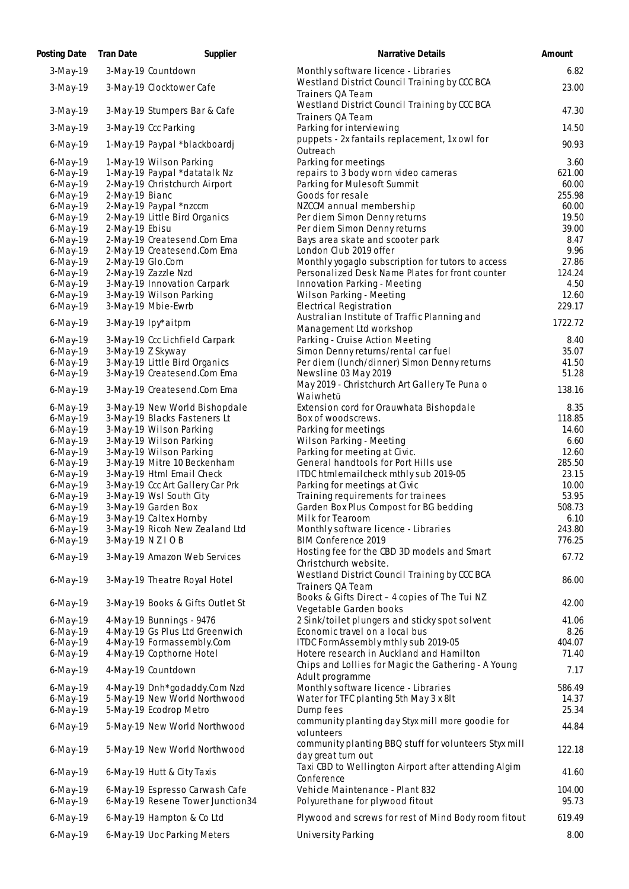| Posting Date | Tran Date | Supplier | Narrative Details | Amount |
| --- | --- | --- | --- | --- |
| 3-May-19 | 3-May-19 | Countdown | Monthly software licence - Libraries | 6.82 |
| 3-May-19 | 3-May-19 | Clocktower Cafe | Westland District Council Training by CCC BCA Trainers QA Team | 23.00 |
| 3-May-19 | 3-May-19 | Stumpers Bar & Cafe | Westland District Council Training by CCC BCA Trainers QA Team | 47.30 |
| 3-May-19 | 3-May-19 | Ccc Parking | Parking for interviewing | 14.50 |
| 6-May-19 | 1-May-19 | Paypal *blackboardj | puppets - 2x fantails replacement, 1x owl for Outreach | 90.93 |
| 6-May-19 | 1-May-19 | Wilson Parking | Parking for meetings | 3.60 |
| 6-May-19 | 1-May-19 | Paypal *datatalk Nz | repairs to 3 body worn video cameras | 621.00 |
| 6-May-19 | 2-May-19 | Christchurch Airport | Parking for Mulesoft Summit | 60.00 |
| 6-May-19 | 2-May-19 | Bianc | Goods for resale | 255.98 |
| 6-May-19 | 2-May-19 | Paypal *nzccm | NZCCM annual membership | 60.00 |
| 6-May-19 | 2-May-19 | Little Bird Organics | Per diem Simon Denny returns | 19.50 |
| 6-May-19 | 2-May-19 | Ebisu | Per diem Simon Denny returns | 39.00 |
| 6-May-19 | 2-May-19 | Createsend.Com Ema | Bays area skate and scooter park | 8.47 |
| 6-May-19 | 2-May-19 | Createsend.Com Ema | London Club 2019 offer | 9.96 |
| 6-May-19 | 2-May-19 | Glo.Com | Monthly yogaglo subscription for tutors to access | 27.86 |
| 6-May-19 | 2-May-19 | Zazzle Nzd | Personalized Desk Name Plates for front counter | 124.24 |
| 6-May-19 | 3-May-19 | Innovation Carpark | Innovation Parking - Meeting | 4.50 |
| 6-May-19 | 3-May-19 | Wilson Parking | Wilson Parking - Meeting | 12.60 |
| 6-May-19 | 3-May-19 | Mbie-Ewrb | Electrical Registration | 229.17 |
| 6-May-19 | 3-May-19 | Ipy*aitpm | Australian Institute of Traffic Planning and Management Ltd workshop | 1722.72 |
| 6-May-19 | 3-May-19 | Ccc Lichfield Carpark | Parking - Cruise Action Meeting | 8.40 |
| 6-May-19 | 3-May-19 | Z Skyway | Simon Denny returns/rental car fuel | 35.07 |
| 6-May-19 | 3-May-19 | Little Bird Organics | Per diem (lunch/dinner) Simon Denny returns | 41.50 |
| 6-May-19 | 3-May-19 | Createsend.Com Ema | Newsline 03 May 2019 | 51.28 |
| 6-May-19 | 3-May-19 | Createsend.Com Ema | May 2019 - Christchurch Art Gallery Te Puna o Waiwhetū | 138.16 |
| 6-May-19 | 3-May-19 | New World Bishopdale | Extension cord for Orauwhata Bishopdale | 8.35 |
| 6-May-19 | 3-May-19 | Blacks Fasteners Lt | Box of woodscrews. | 118.85 |
| 6-May-19 | 3-May-19 | Wilson Parking | Parking for meetings | 14.60 |
| 6-May-19 | 3-May-19 | Wilson Parking | Wilson Parking - Meeting | 6.60 |
| 6-May-19 | 3-May-19 | Wilson Parking | Parking for meeting at Civic. | 12.60 |
| 6-May-19 | 3-May-19 | Mitre 10 Beckenham | General handtools for Port Hills use | 285.50 |
| 6-May-19 | 3-May-19 | Html Email Check | ITDC htmlemailcheck mthly sub 2019-05 | 23.15 |
| 6-May-19 | 3-May-19 | Ccc Art Gallery Car Prk | Parking for meetings at Civic | 10.00 |
| 6-May-19 | 3-May-19 | Wsl South City | Training requirements for trainees | 53.95 |
| 6-May-19 | 3-May-19 | Garden Box | Garden Box Plus Compost for BG bedding | 508.73 |
| 6-May-19 | 3-May-19 | Caltex Hornby | Milk for Tearoom | 6.10 |
| 6-May-19 | 3-May-19 | Ricoh New Zealand Ltd | Monthly software licence - Libraries | 243.80 |
| 6-May-19 | 3-May-19 | N Z I O B | BIM Conference 2019 | 776.25 |
| 6-May-19 | 3-May-19 | Amazon Web Services | Hosting fee for the CBD 3D models and Smart Christchurch website. | 67.72 |
| 6-May-19 | 3-May-19 | Theatre Royal Hotel | Westland District Council Training by CCC BCA Trainers QA Team | 86.00 |
| 6-May-19 | 3-May-19 | Books & Gifts Outlet St | Books & Gifts Direct – 4 copies of The Tui NZ Vegetable Garden books | 42.00 |
| 6-May-19 | 4-May-19 | Bunnings - 9476 | 2 Sink/toilet plungers and sticky spot solvent | 41.06 |
| 6-May-19 | 4-May-19 | Gs Plus Ltd Greenwich | Economic travel on a local bus | 8.26 |
| 6-May-19 | 4-May-19 | Formassembly.Com | ITDC FormAssembly mthly sub 2019-05 | 404.07 |
| 6-May-19 | 4-May-19 | Copthorne Hotel | Hotere research in Auckland and Hamilton | 71.40 |
| 6-May-19 | 4-May-19 | Countdown | Chips and Lollies for Magic the Gathering - A Young Adult programme | 7.17 |
| 6-May-19 | 4-May-19 | Dnh*godaddy.Com Nzd | Monthly software licence - Libraries | 586.49 |
| 6-May-19 | 5-May-19 | New World Northwood | Water for TFC planting 5th May 3 x 8lt | 14.37 |
| 6-May-19 | 5-May-19 | Ecodrop Metro | Dump fees | 25.34 |
| 6-May-19 | 5-May-19 | New World Northwood | community planting day Styx mill more goodie for volunteers | 44.84 |
| 6-May-19 | 5-May-19 | New World Northwood | community planting BBQ stuff for volunteers Styx mill day great turn out | 122.18 |
| 6-May-19 | 6-May-19 | Hutt & City Taxis | Taxi CBD to Wellington Airport after attending Algim Conference | 41.60 |
| 6-May-19 | 6-May-19 | Espresso Carwash Cafe | Vehicle Maintenance - Plant 832 | 104.00 |
| 6-May-19 | 6-May-19 | Resene Tower Junction34 | Polyurethane for plywood fitout | 95.73 |
| 6-May-19 | 6-May-19 | Hampton & Co Ltd | Plywood and screws for rest of Mind Body room fitout | 619.49 |
| 6-May-19 | 6-May-19 | Uoc Parking Meters | University Parking | 8.00 |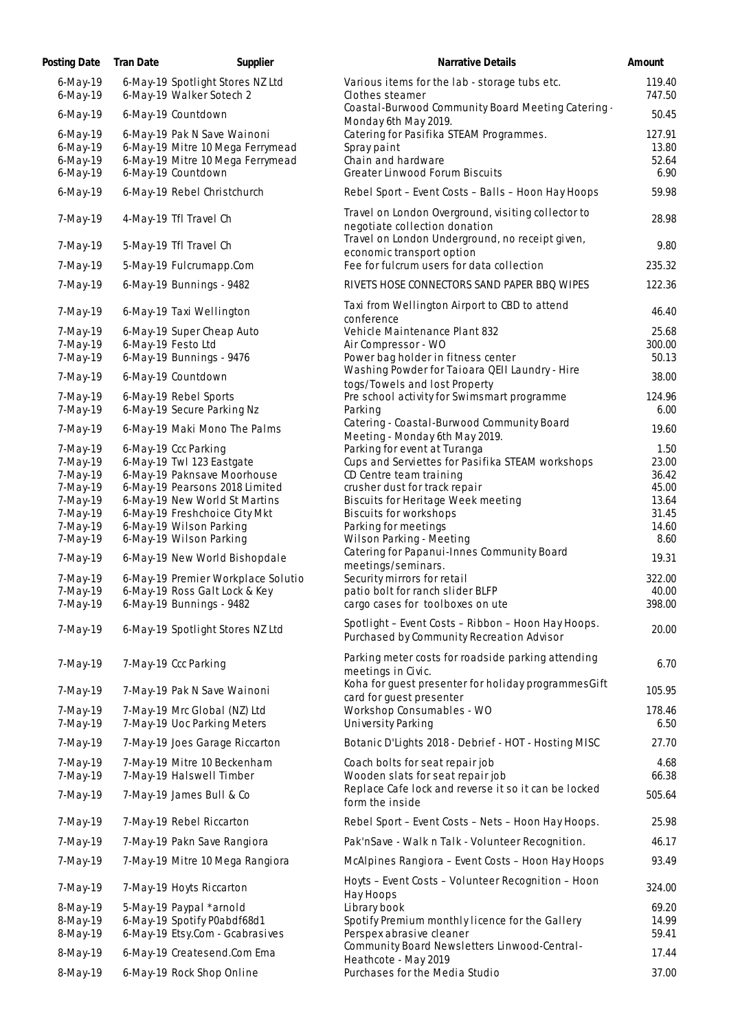| Posting Date | Tran Date | Supplier | Narrative Details | Amount |
|---|---|---|---|---|
| 6-May-19 | 6-May-19 | Spotlight Stores NZ Ltd | Various items for the lab - storage tubs etc. | 119.40 |
| 6-May-19 | 6-May-19 | Walker Sotech 2 | Clothes steamer | 747.50 |
| 6-May-19 | 6-May-19 | Countdown | Coastal-Burwood Community Board Meeting Catering - Monday 6th May 2019. | 50.45 |
| 6-May-19 | 6-May-19 | Pak N Save Wainoni | Catering for Pasifika STEAM Programmes. | 127.91 |
| 6-May-19 | 6-May-19 | Mitre 10 Mega Ferrymead | Spray paint | 13.80 |
| 6-May-19 | 6-May-19 | Mitre 10 Mega Ferrymead | Chain and hardware | 52.64 |
| 6-May-19 | 6-May-19 | Countdown | Greater Linwood Forum Biscuits | 6.90 |
| 6-May-19 | 6-May-19 | Rebel Christchurch | Rebel Sport – Event Costs – Balls – Hoon Hay Hoops | 59.98 |
| 7-May-19 | 4-May-19 | Tfl Travel Ch | Travel on London Overground, visiting collector to negotiate collection donation | 28.98 |
| 7-May-19 | 5-May-19 | Tfl Travel Ch | Travel on London Underground, no receipt given, economic transport option | 9.80 |
| 7-May-19 | 5-May-19 | Fulcrumapp.Com | Fee for fulcrum users for data collection | 235.32 |
| 7-May-19 | 6-May-19 | Bunnings - 9482 | RIVETS HOSE CONNECTORS SAND PAPER BBQ WIPES | 122.36 |
| 7-May-19 | 6-May-19 | Taxi Wellington | Taxi from Wellington Airport to CBD to attend conference | 46.40 |
| 7-May-19 | 6-May-19 | Super Cheap Auto | Vehicle Maintenance Plant 832 | 25.68 |
| 7-May-19 | 6-May-19 | Festo Ltd | Air Compressor - WO | 300.00 |
| 7-May-19 | 6-May-19 | Bunnings - 9476 | Power bag holder in fitness center | 50.13 |
| 7-May-19 | 6-May-19 | Countdown | Washing Powder for Taioara QEII Laundry - Hire togs/Towels and lost Property | 38.00 |
| 7-May-19 | 6-May-19 | Rebel Sports | Pre school activity for Swimsmart programme | 124.96 |
| 7-May-19 | 6-May-19 | Secure Parking Nz | Parking | 6.00 |
| 7-May-19 | 6-May-19 | Maki Mono The Palms | Catering - Coastal-Burwood Community Board Meeting - Monday 6th May 2019. | 19.60 |
| 7-May-19 | 6-May-19 | Ccc Parking | Parking for event at Turanga | 1.50 |
| 7-May-19 | 6-May-19 | Twl 123 Eastgate | Cups and Serviettes for Pasifika STEAM workshops | 23.00 |
| 7-May-19 | 6-May-19 | Paknsave Moorhouse | CD Centre team training | 36.42 |
| 7-May-19 | 6-May-19 | Pearsons 2018 Limited | crusher dust for track repair | 45.00 |
| 7-May-19 | 6-May-19 | New World St Martins | Biscuits for Heritage Week meeting | 13.64 |
| 7-May-19 | 6-May-19 | Freshchoice City Mkt | Biscuits for workshops | 31.45 |
| 7-May-19 | 6-May-19 | Wilson Parking | Parking for meetings | 14.60 |
| 7-May-19 | 6-May-19 | Wilson Parking | Wilson Parking - Meeting | 8.60 |
| 7-May-19 | 6-May-19 | New World Bishopdale | Catering for Papanui-Innes Community Board meetings/seminars. | 19.31 |
| 7-May-19 | 6-May-19 | Premier Workplace Solutio | Security mirrors for retail | 322.00 |
| 7-May-19 | 6-May-19 | Ross Galt Lock & Key | patio bolt for ranch slider BLFP | 40.00 |
| 7-May-19 | 6-May-19 | Bunnings - 9482 | cargo cases for toolboxes on ute | 398.00 |
| 7-May-19 | 6-May-19 | Spotlight Stores NZ Ltd | Spotlight – Event Costs – Ribbon – Hoon Hay Hoops. Purchased by Community Recreation Advisor | 20.00 |
| 7-May-19 | 7-May-19 | Ccc Parking | Parking meter costs for roadside parking attending meetings in Civic. | 6.70 |
| 7-May-19 | 7-May-19 | Pak N Save Wainoni | Koha for guest presenter for holiday programmesGift card for guest presenter | 105.95 |
| 7-May-19 | 7-May-19 | Mrc Global (NZ) Ltd | Workshop Consumables - WO | 178.46 |
| 7-May-19 | 7-May-19 | Uoc Parking Meters | University Parking | 6.50 |
| 7-May-19 | 7-May-19 | Joes Garage Riccarton | Botanic D'Lights 2018 - Debrief - HOT - Hosting MISC | 27.70 |
| 7-May-19 | 7-May-19 | Mitre 10 Beckenham | Coach bolts for seat repair job | 4.68 |
| 7-May-19 | 7-May-19 | Halswell Timber | Wooden slats for seat repair job | 66.38 |
| 7-May-19 | 7-May-19 | James Bull & Co | Replace Cafe lock and reverse it so it can be locked form the inside | 505.64 |
| 7-May-19 | 7-May-19 | Rebel Riccarton | Rebel Sport – Event Costs – Nets – Hoon Hay Hoops. | 25.98 |
| 7-May-19 | 7-May-19 | Pakn Save Rangiora | Pak'nSave - Walk n Talk - Volunteer Recognition. | 46.17 |
| 7-May-19 | 7-May-19 | Mitre 10 Mega Rangiora | McAlpines Rangiora – Event Costs – Hoon Hay Hoops | 93.49 |
| 7-May-19 | 7-May-19 | Hoyts Riccarton | Hoyts – Event Costs – Volunteer Recognition – Hoon Hay Hoops | 324.00 |
| 8-May-19 | 5-May-19 | Paypal *arnold | Library book | 69.20 |
| 8-May-19 | 6-May-19 | Spotify P0abdf68d1 | Spotify Premium monthly licence for the Gallery | 14.99 |
| 8-May-19 | 6-May-19 | Etsy.Com - Gcabrasives | Perspex abrasive cleaner | 59.41 |
| 8-May-19 | 6-May-19 | Createsend.Com Ema | Community Board Newsletters Linwood-Central-Heathcote - May 2019 | 17.44 |
| 8-May-19 | 6-May-19 | Rock Shop Online | Purchases for the Media Studio | 37.00 |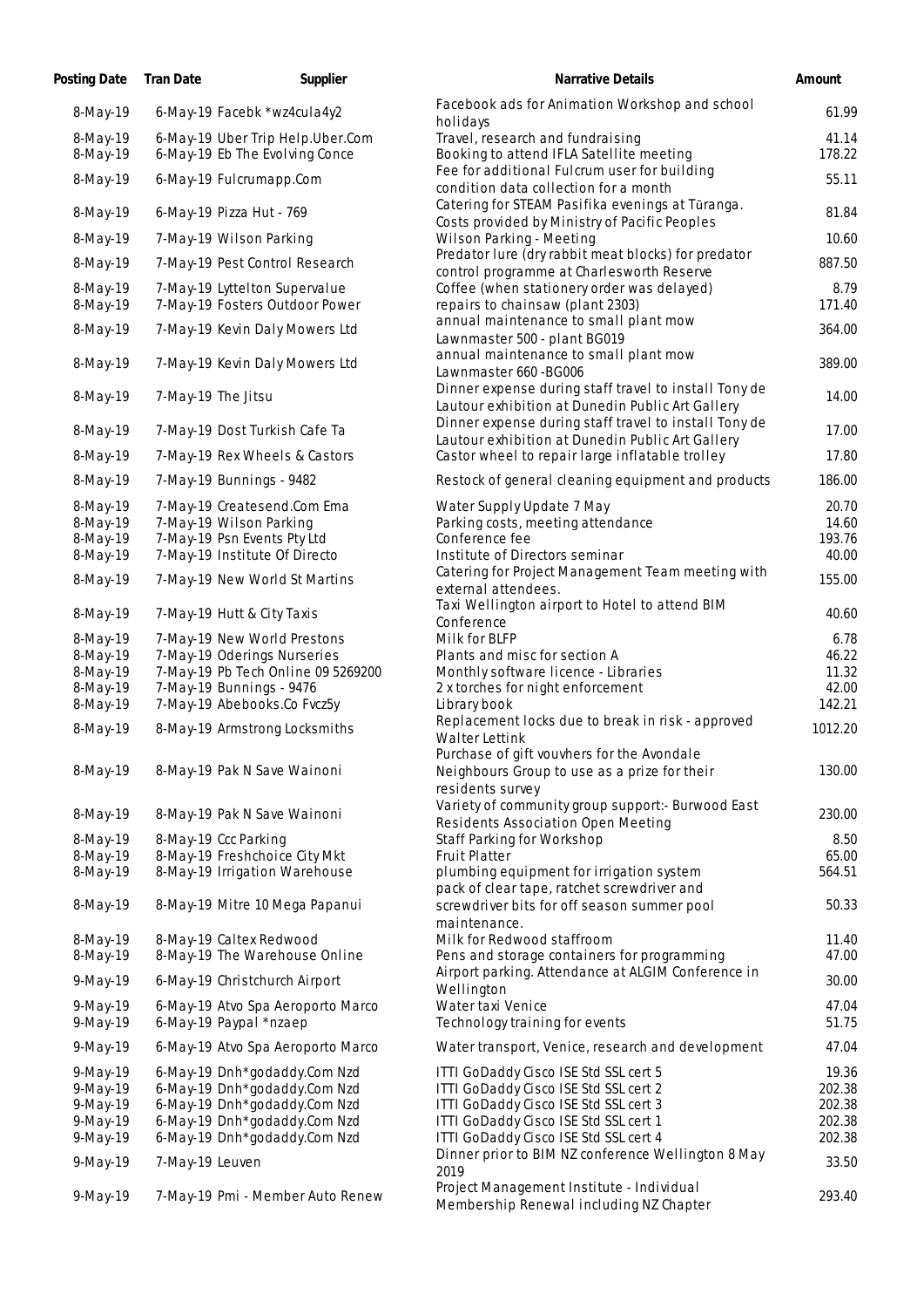| Posting Date | Tran Date | Supplier | Narrative Details | Amount |
|---|---|---|---|---|
| 8-May-19 | 6-May-19 | Facebk *wz4cula4y2 | Facebook ads for Animation Workshop and school holidays | 61.99 |
| 8-May-19 | 6-May-19 | Uber Trip Help.Uber.Com | Travel, research and fundraising | 41.14 |
| 8-May-19 | 6-May-19 | Eb The Evolving Conce | Booking to attend IFLA Satellite meeting | 178.22 |
| 8-May-19 | 6-May-19 | Fulcrumapp.Com | Fee for additional Fulcrum user for building condition data collection for a month | 55.11 |
| 8-May-19 | 6-May-19 | Pizza Hut - 769 | Catering for STEAM Pasifika evenings at Tūranga. Costs provided by Ministry of Pacific Peoples | 81.84 |
| 8-May-19 | 7-May-19 | Wilson Parking | Wilson Parking - Meeting | 10.60 |
| 8-May-19 | 7-May-19 | Pest Control Research | Predator lure (dry rabbit meat blocks) for predator control programme at Charlesworth Reserve | 887.50 |
| 8-May-19 | 7-May-19 | Lyttelton Supervalue | Coffee (when stationery order was delayed) | 8.79 |
| 8-May-19 | 7-May-19 | Fosters Outdoor Power | repairs to chainsaw (plant 2303) | 171.40 |
| 8-May-19 | 7-May-19 | Kevin Daly Mowers Ltd | annual maintenance to small plant mow Lawnmaster 500 - plant BG019 | 364.00 |
| 8-May-19 | 7-May-19 | Kevin Daly Mowers Ltd | annual maintenance to small plant mow Lawnmaster 660 -BG006 | 389.00 |
| 8-May-19 | 7-May-19 | The Jitsu | Dinner expense during staff travel to install Tony de Lautour exhibition at Dunedin Public Art Gallery | 14.00 |
| 8-May-19 | 7-May-19 | Dost Turkish Cafe Ta | Dinner expense during staff travel to install Tony de Lautour exhibition at Dunedin Public Art Gallery | 17.00 |
| 8-May-19 | 7-May-19 | Rex Wheels & Castors | Castor wheel to repair large inflatable trolley | 17.80 |
| 8-May-19 | 7-May-19 | Bunnings - 9482 | Restock of general cleaning equipment and products | 186.00 |
| 8-May-19 | 7-May-19 | Createsend.Com Ema | Water Supply Update 7 May | 20.70 |
| 8-May-19 | 7-May-19 | Wilson Parking | Parking costs, meeting attendance | 14.60 |
| 8-May-19 | 7-May-19 | Psn Events Pty Ltd | Conference fee | 193.76 |
| 8-May-19 | 7-May-19 | Institute Of Directo | Institute of Directors seminar | 40.00 |
| 8-May-19 | 7-May-19 | New World St Martins | Catering for Project Management Team meeting with external attendees. | 155.00 |
| 8-May-19 | 7-May-19 | Hutt & City Taxis | Taxi Wellington airport to Hotel to attend BIM Conference | 40.60 |
| 8-May-19 | 7-May-19 | New World Prestons | Milk for BLFP | 6.78 |
| 8-May-19 | 7-May-19 | Oderings Nurseries | Plants and misc for section A | 46.22 |
| 8-May-19 | 7-May-19 | Pb Tech Online 09 5269200 | Monthly software licence - Libraries | 11.32 |
| 8-May-19 | 7-May-19 | Bunnings - 9476 | 2 x torches for night enforcement | 42.00 |
| 8-May-19 | 7-May-19 | Abebooks.Co Fvcz5y | Library book | 142.21 |
| 8-May-19 | 8-May-19 | Armstrong Locksmiths | Replacement locks due to break in risk - approved Walter Lettink | 1012.20 |
| 8-May-19 | 8-May-19 | Pak N Save Wainoni | Purchase of gift vouvhers for the Avondale Neighbours Group to use as a prize for their residents survey | 130.00 |
| 8-May-19 | 8-May-19 | Pak N Save Wainoni | Variety of community group support:- Burwood East Residents Association Open Meeting | 230.00 |
| 8-May-19 | 8-May-19 | Ccc Parking | Staff Parking for Workshop | 8.50 |
| 8-May-19 | 8-May-19 | Freshchoice City Mkt | Fruit Platter | 65.00 |
| 8-May-19 | 8-May-19 | Irrigation Warehouse | plumbing equipment for irrigation system | 564.51 |
| 8-May-19 | 8-May-19 | Mitre 10 Mega Papanui | pack of clear tape, ratchet screwdriver and screwdriver bits for off season summer pool maintenance. | 50.33 |
| 8-May-19 | 8-May-19 | Caltex Redwood | Milk for Redwood staffroom | 11.40 |
| 8-May-19 | 8-May-19 | The Warehouse Online | Pens and storage containers for programming | 47.00 |
| 9-May-19 | 6-May-19 | Christchurch Airport | Airport parking. Attendance at ALGIM Conference in Wellington | 30.00 |
| 9-May-19 | 6-May-19 | Atvo Spa Aeroporto Marco | Water taxi Venice | 47.04 |
| 9-May-19 | 6-May-19 | Paypal *nzaep | Technology training for events | 51.75 |
| 9-May-19 | 6-May-19 | Atvo Spa Aeroporto Marco | Water transport, Venice, research and development | 47.04 |
| 9-May-19 | 6-May-19 | Dnh*godaddy.Com Nzd | ITTI GoDaddy Cisco ISE Std SSL cert 5 | 19.36 |
| 9-May-19 | 6-May-19 | Dnh*godaddy.Com Nzd | ITTI GoDaddy Cisco ISE Std SSL cert 2 | 202.38 |
| 9-May-19 | 6-May-19 | Dnh*godaddy.Com Nzd | ITTI GoDaddy Cisco ISE Std SSL cert 3 | 202.38 |
| 9-May-19 | 6-May-19 | Dnh*godaddy.Com Nzd | ITTI GoDaddy Cisco ISE Std SSL cert 1 | 202.38 |
| 9-May-19 | 6-May-19 | Dnh*godaddy.Com Nzd | ITTI GoDaddy Cisco ISE Std SSL cert 4 | 202.38 |
| 9-May-19 | 7-May-19 | Leuven | Dinner prior to BIM NZ conference Wellington 8 May 2019 | 33.50 |
| 9-May-19 | 7-May-19 | Pmi - Member Auto Renew | Project Management Institute - Individual Membership Renewal including NZ Chapter | 293.40 |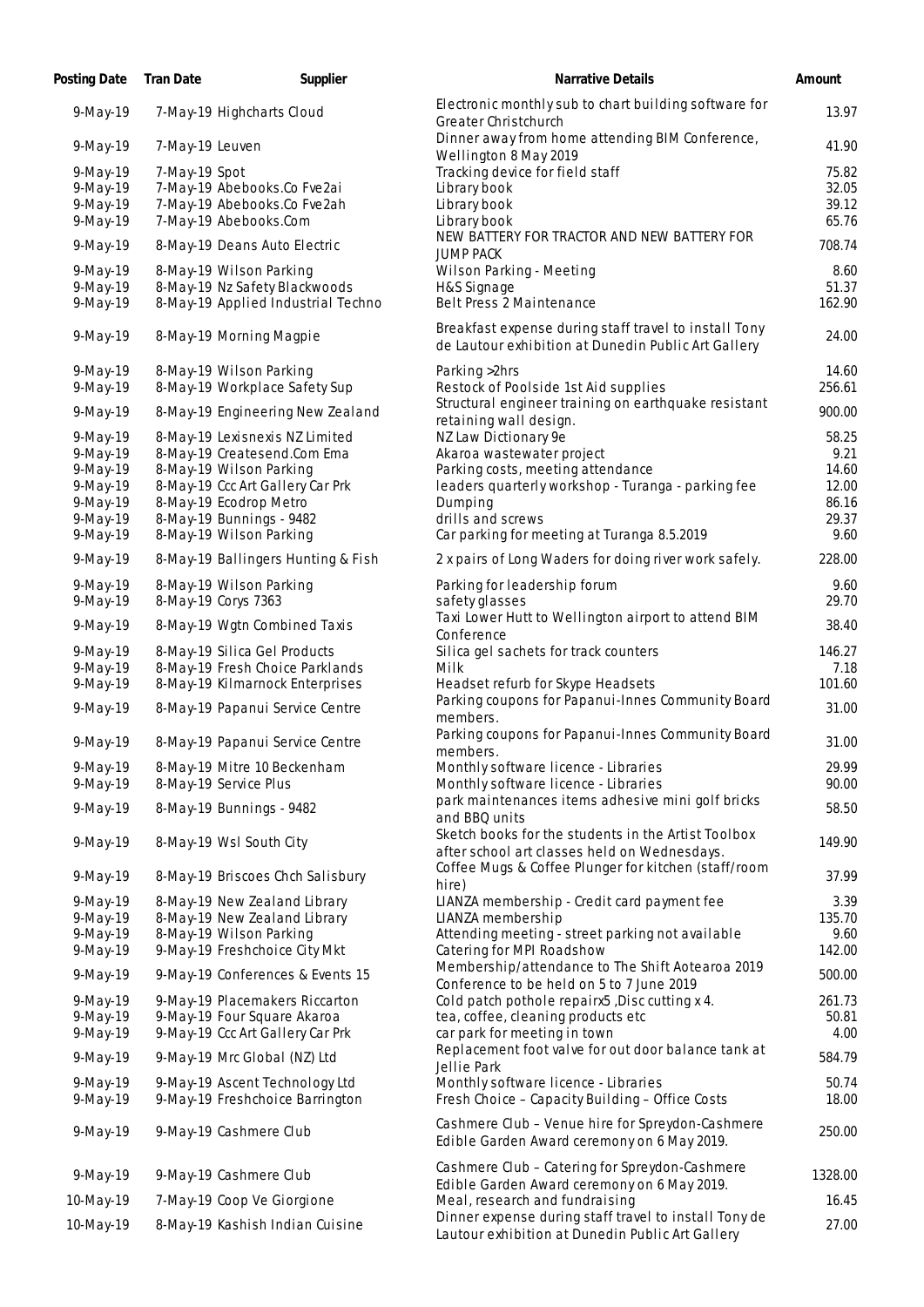| Posting Date | Tran Date | Supplier | Narrative Details | Amount |
|---|---|---|---|---|
| 9-May-19 | 7-May-19 | Highcharts Cloud | Electronic monthly sub to chart building software for Greater Christchurch | 13.97 |
| 9-May-19 | 7-May-19 | Leuven | Dinner away from home attending BIM Conference, Wellington 8 May 2019 | 41.90 |
| 9-May-19 | 7-May-19 | Spot | Tracking device for field staff | 75.82 |
| 9-May-19 | 7-May-19 | Abebooks.Co Fve2ai | Library book | 32.05 |
| 9-May-19 | 7-May-19 | Abebooks.Co Fve2ah | Library book | 39.12 |
| 9-May-19 | 7-May-19 | Abebooks.Com | Library book | 65.76 |
| 9-May-19 | 8-May-19 | Deans Auto Electric | NEW BATTERY FOR TRACTOR AND NEW BATTERY FOR JUMP PACK | 708.74 |
| 9-May-19 | 8-May-19 | Wilson Parking | Wilson Parking - Meeting | 8.60 |
| 9-May-19 | 8-May-19 | Nz Safety Blackwoods | H&S Signage | 51.37 |
| 9-May-19 | 8-May-19 | Applied Industrial Techno | Belt Press 2 Maintenance | 162.90 |
| 9-May-19 | 8-May-19 | Morning Magpie | Breakfast expense during staff travel to install Tony de Lautour exhibition at Dunedin Public Art Gallery | 24.00 |
| 9-May-19 | 8-May-19 | Wilson Parking | Parking >2hrs | 14.60 |
| 9-May-19 | 8-May-19 | Workplace Safety Sup | Restock of Poolside 1st Aid supplies | 256.61 |
| 9-May-19 | 8-May-19 | Engineering New Zealand | Structural engineer training on earthquake resistant retaining wall design. | 900.00 |
| 9-May-19 | 8-May-19 | Lexisnexis NZ Limited | NZ Law Dictionary 9e | 58.25 |
| 9-May-19 | 8-May-19 | Createsend.Com Ema | Akaroa wastewater project | 9.21 |
| 9-May-19 | 8-May-19 | Wilson Parking | Parking costs, meeting attendance | 14.60 |
| 9-May-19 | 8-May-19 | Ccc Art Gallery Car Prk | leaders quarterly workshop - Turanga - parking fee | 12.00 |
| 9-May-19 | 8-May-19 | Ecodrop Metro | Dumping | 86.16 |
| 9-May-19 | 8-May-19 | Bunnings - 9482 | drills and screws | 29.37 |
| 9-May-19 | 8-May-19 | Wilson Parking | Car parking for meeting at Turanga 8.5.2019 | 9.60 |
| 9-May-19 | 8-May-19 | Ballingers Hunting & Fish | 2 x pairs of Long Waders for doing river work safely. | 228.00 |
| 9-May-19 | 8-May-19 | Wilson Parking | Parking for leadership forum | 9.60 |
| 9-May-19 | 8-May-19 | Corys 7363 | safety glasses | 29.70 |
| 9-May-19 | 8-May-19 | Wgtn Combined Taxis | Taxi Lower Hutt to Wellington airport to attend BIM Conference | 38.40 |
| 9-May-19 | 8-May-19 | Silica Gel Products | Silica gel sachets for track counters | 146.27 |
| 9-May-19 | 8-May-19 | Fresh Choice Parklands | Milk | 7.18 |
| 9-May-19 | 8-May-19 | Kilmarnock Enterprises | Headset refurb for Skype Headsets | 101.60 |
| 9-May-19 | 8-May-19 | Papanui Service Centre | Parking coupons for Papanui-Innes Community Board members. | 31.00 |
| 9-May-19 | 8-May-19 | Papanui Service Centre | Parking coupons for Papanui-Innes Community Board members. | 31.00 |
| 9-May-19 | 8-May-19 | Mitre 10 Beckenham | Monthly software licence - Libraries | 29.99 |
| 9-May-19 | 8-May-19 | Service Plus | Monthly software licence - Libraries | 90.00 |
| 9-May-19 | 8-May-19 | Bunnings - 9482 | park maintenances items adhesive mini golf bricks and BBQ units | 58.50 |
| 9-May-19 | 8-May-19 | Wsl South City | Sketch books for the students in the Artist Toolbox after school art classes held on Wednesdays. | 149.90 |
| 9-May-19 | 8-May-19 | Briscoes Chch Salisbury | Coffee Mugs & Coffee Plunger for kitchen (staff/room hire) | 37.99 |
| 9-May-19 | 8-May-19 | New Zealand Library | LIANZA membership - Credit card payment fee | 3.39 |
| 9-May-19 | 8-May-19 | New Zealand Library | LIANZA membership | 135.70 |
| 9-May-19 | 8-May-19 | Wilson Parking | Attending meeting - street parking not available | 9.60 |
| 9-May-19 | 9-May-19 | Freshchoice City Mkt | Catering for MPI Roadshow | 142.00 |
| 9-May-19 | 9-May-19 | Conferences & Events 15 | Membership/attendance to The Shift Aotearoa 2019 Conference to be held on 5 to 7 June 2019 | 500.00 |
| 9-May-19 | 9-May-19 | Placemakers Riccarton | Cold patch pothole repairx5 ,Disc cutting x 4. | 261.73 |
| 9-May-19 | 9-May-19 | Four Square Akaroa | tea, coffee, cleaning products etc | 50.81 |
| 9-May-19 | 9-May-19 | Ccc Art Gallery Car Prk | car park for meeting in town | 4.00 |
| 9-May-19 | 9-May-19 | Mrc Global (NZ) Ltd | Replacement foot valve for out door balance tank at Jellie Park | 584.79 |
| 9-May-19 | 9-May-19 | Ascent Technology Ltd | Monthly software licence - Libraries | 50.74 |
| 9-May-19 | 9-May-19 | Freshchoice Barrington | Fresh Choice – Capacity Building – Office Costs | 18.00 |
| 9-May-19 | 9-May-19 | Cashmere Club | Cashmere Club – Venue hire for Spreydon-Cashmere Edible Garden Award ceremony on 6 May 2019. | 250.00 |
| 9-May-19 | 9-May-19 | Cashmere Club | Cashmere Club – Catering for Spreydon-Cashmere Edible Garden Award ceremony on 6 May 2019. | 1328.00 |
| 10-May-19 | 7-May-19 | Coop Ve Giorgione | Meal, research and fundraising | 16.45 |
| 10-May-19 | 8-May-19 | Kashish Indian Cuisine | Dinner expense during staff travel to install Tony de Lautour exhibition at Dunedin Public Art Gallery | 27.00 |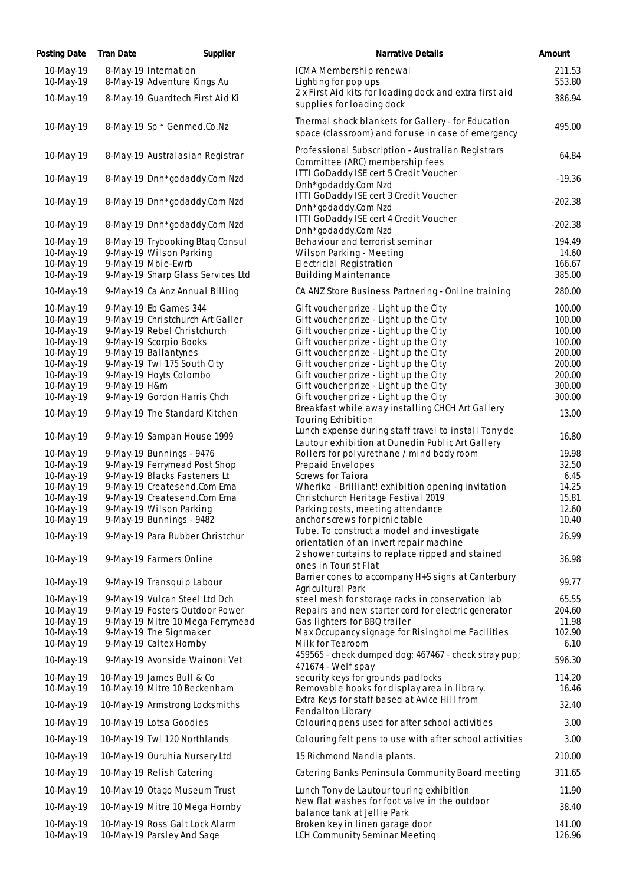| Posting Date | Tran Date | Supplier | Narrative Details | Amount |
|---|---|---|---|---|
| 10-May-19 | 8-May-19 | Internation | ICMA Membership renewal | 211.53 |
| 10-May-19 | 8-May-19 | Adventure Kings Au | Lighting for pop ups | 553.80 |
| 10-May-19 | 8-May-19 | Guardtech First Aid Ki | 2 x First Aid kits for loading dock and extra first aid supplies for loading dock | 386.94 |
| 10-May-19 | 8-May-19 | Sp * Genmed.Co.Nz | Thermal shock blankets for Gallery - for Education space (classroom) and for use in case of emergency | 495.00 |
| 10-May-19 | 8-May-19 | Australasian Registrar | Professional Subscription - Australian Registrars Committee (ARC) membership fees | 64.84 |
| 10-May-19 | 8-May-19 | Dnh*godaddy.Com Nzd | ITTI GoDaddy ISE cert 5 Credit Voucher Dnh*godaddy.Com Nzd | -19.36 |
| 10-May-19 | 8-May-19 | Dnh*godaddy.Com Nzd | ITTI GoDaddy ISE cert 3 Credit Voucher Dnh*godaddy.Com Nzd | -202.38 |
| 10-May-19 | 8-May-19 | Dnh*godaddy.Com Nzd | ITTI GoDaddy ISE cert 4 Credit Voucher Dnh*godaddy.Com Nzd | -202.38 |
| 10-May-19 | 8-May-19 | Trybooking Btaq Consul | Behaviour and terrorist seminar | 194.49 |
| 10-May-19 | 9-May-19 | Wilson Parking | Wilson Parking - Meeting | 14.60 |
| 10-May-19 | 9-May-19 | Mbie-Ewrb | Electricial Registration | 166.67 |
| 10-May-19 | 9-May-19 | Sharp Glass Services Ltd | Building Maintenance | 385.00 |
| 10-May-19 | 9-May-19 | Ca Anz Annual Billing | CA ANZ Store Business Partnering - Online training | 280.00 |
| 10-May-19 | 9-May-19 | Eb Games 344 | Gift voucher prize - Light up the City | 100.00 |
| 10-May-19 | 9-May-19 | Christchurch Art Galler | Gift voucher prize - Light up the City | 100.00 |
| 10-May-19 | 9-May-19 | Rebel Christchurch | Gift voucher prize - Light up the City | 100.00 |
| 10-May-19 | 9-May-19 | Scorpio Books | Gift voucher prize - Light up the City | 100.00 |
| 10-May-19 | 9-May-19 | Ballantynes | Gift voucher prize - Light up the City | 200.00 |
| 10-May-19 | 9-May-19 | Twl 175 South City | Gift voucher prize - Light up the City | 200.00 |
| 10-May-19 | 9-May-19 | Hoyts Colombo | Gift voucher prize - Light up the City | 200.00 |
| 10-May-19 | 9-May-19 | H&m | Gift voucher prize - Light up the City | 300.00 |
| 10-May-19 | 9-May-19 | Gordon Harris Chch | Gift voucher prize - Light up the City | 300.00 |
| 10-May-19 | 9-May-19 | The Standard Kitchen | Breakfast while away installing CHCH Art Gallery Touring Exhibition | 13.00 |
| 10-May-19 | 9-May-19 | Sampan House 1999 | Lunch expense during staff travel to install Tony de Lautour exhibition at Dunedin Public Art Gallery | 16.80 |
| 10-May-19 | 9-May-19 | Bunnings - 9476 | Rollers for polyurethane / mind body room | 19.98 |
| 10-May-19 | 9-May-19 | Ferrymead Post Shop | Prepaid Envelopes | 32.50 |
| 10-May-19 | 9-May-19 | Blacks Fasteners Lt | Screws for Taiora | 6.45 |
| 10-May-19 | 9-May-19 | Createsend.Com Ema | Wheriko - Brilliant! exhibition opening invitation | 14.25 |
| 10-May-19 | 9-May-19 | Createsend.Com Ema | Christchurch Heritage Festival 2019 | 15.81 |
| 10-May-19 | 9-May-19 | Wilson Parking | Parking costs, meeting attendance | 12.60 |
| 10-May-19 | 9-May-19 | Bunnings - 9482 | anchor screws for picnic table | 10.40 |
| 10-May-19 | 9-May-19 | Para Rubber Christchur | Tube. To construct a model and investigate orientation of an invert repair machine | 26.99 |
| 10-May-19 | 9-May-19 | Farmers Online | 2 shower curtains to replace ripped and stained ones in Tourist Flat | 36.98 |
| 10-May-19 | 9-May-19 | Transquip Labour | Barrier cones to accompany H+S signs at Canterbury Agricultural Park | 99.77 |
| 10-May-19 | 9-May-19 | Vulcan Steel Ltd Dch | steel mesh for storage racks in conservation lab | 65.55 |
| 10-May-19 | 9-May-19 | Fosters Outdoor Power | Repairs and new starter cord for electric generator | 204.60 |
| 10-May-19 | 9-May-19 | Mitre 10 Mega Ferrymead | Gas lighters for BBQ trailer | 11.98 |
| 10-May-19 | 9-May-19 | The Signmaker | Max Occupancy signage for Risingholme Facilities | 102.90 |
| 10-May-19 | 9-May-19 | Caltex Hornby | Milk for Tearoom | 6.10 |
| 10-May-19 | 9-May-19 | Avonside Wainoni Vet | 459565 - check dumped dog; 467467 - check stray pup; 471674 - Welf spay | 596.30 |
| 10-May-19 | 10-May-19 | James Bull & Co | security keys for grounds padlocks | 114.20 |
| 10-May-19 | 10-May-19 | Mitre 10 Beckenham | Removable hooks for display area in library. | 16.46 |
| 10-May-19 | 10-May-19 | Armstrong Locksmiths | Extra Keys for staff based at Avice Hill from Fendalton Library | 32.40 |
| 10-May-19 | 10-May-19 | Lotsa Goodies | Colouring pens used for after school activities | 3.00 |
| 10-May-19 | 10-May-19 | Twl 120 Northlands | Colouring felt pens to use with after school activities | 3.00 |
| 10-May-19 | 10-May-19 | Ouruhia Nursery Ltd | 15 Richmond Nandia plants. | 210.00 |
| 10-May-19 | 10-May-19 | Relish Catering | Catering Banks Peninsula Community Board meeting | 311.65 |
| 10-May-19 | 10-May-19 | Otago Museum Trust | Lunch Tony de Lautour touring exhibition | 11.90 |
| 10-May-19 | 10-May-19 | Mitre 10 Mega Hornby | New flat washes for foot valve in the outdoor balance tank at Jellie Park | 38.40 |
| 10-May-19 | 10-May-19 | Ross Galt Lock Alarm | Broken key in linen garage door | 141.00 |
| 10-May-19 | 10-May-19 | Parsley And Sage | LCH Community Seminar Meeting | 126.96 |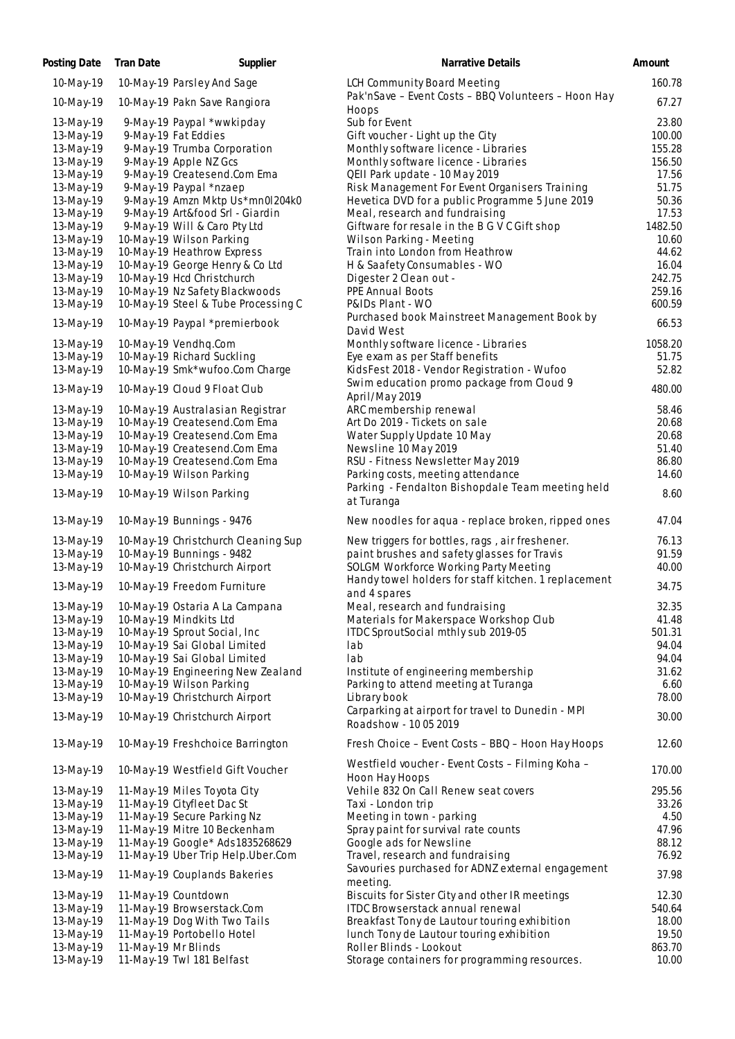| Posting Date | Tran Date | Supplier | Narrative Details | Amount |
| --- | --- | --- | --- | --- |
| 10-May-19 | 10-May-19 | Parsley And Sage | LCH Community Board Meeting | 160.78 |
| 10-May-19 | 10-May-19 | Pakn Save Rangiora | Pak'nSave – Event Costs – BBQ Volunteers – Hoon Hay Hoops | 67.27 |
| 13-May-19 | 9-May-19 | Paypal *wwkipday | Sub for Event | 23.80 |
| 13-May-19 | 9-May-19 | Fat Eddies | Gift voucher - Light up the City | 100.00 |
| 13-May-19 | 9-May-19 | Trumba Corporation | Monthly software licence - Libraries | 155.28 |
| 13-May-19 | 9-May-19 | Apple NZ Gcs | Monthly software licence - Libraries | 156.50 |
| 13-May-19 | 9-May-19 | Createsend.Com Ema | QEII Park update - 10 May 2019 | 17.56 |
| 13-May-19 | 9-May-19 | Paypal *nzaep | Risk Management For Event Organisers Training | 51.75 |
| 13-May-19 | 9-May-19 | Amzn Mktp Us*mn0l204k0 | Hevetica DVD for a public Programme 5 June 2019 | 50.36 |
| 13-May-19 | 9-May-19 | Art&food Srl - Giardin | Meal, research and fundraising | 17.53 |
| 13-May-19 | 9-May-19 | Will & Caro Pty Ltd | Giftware for resale in the B G V C Gift shop | 1482.50 |
| 13-May-19 | 10-May-19 | Wilson Parking | Wilson Parking - Meeting | 10.60 |
| 13-May-19 | 10-May-19 | Heathrow Express | Train into London from Heathrow | 44.62 |
| 13-May-19 | 10-May-19 | George Henry & Co Ltd | H & Saafety Consumables - WO | 16.04 |
| 13-May-19 | 10-May-19 | Hcd Christchurch | Digester 2 Clean out - | 242.75 |
| 13-May-19 | 10-May-19 | Nz Safety Blackwoods | PPE Annual Boots | 259.16 |
| 13-May-19 | 10-May-19 | Steel & Tube Processing C | P&IDs Plant - WO | 600.59 |
| 13-May-19 | 10-May-19 | Paypal *premierbook | Purchased book Mainstreet Management Book by David West | 66.53 |
| 13-May-19 | 10-May-19 | Vendhq.Com | Monthly software licence - Libraries | 1058.20 |
| 13-May-19 | 10-May-19 | Richard Suckling | Eye exam as per Staff benefits | 51.75 |
| 13-May-19 | 10-May-19 | Smk*wufoo.Com Charge | KidsFest 2018 - Vendor Registration - Wufoo | 52.82 |
| 13-May-19 | 10-May-19 | Cloud 9 Float Club | Swim education promo package from Cloud 9 April/May 2019 | 480.00 |
| 13-May-19 | 10-May-19 | Australasian Registrar | ARC membership renewal | 58.46 |
| 13-May-19 | 10-May-19 | Createsend.Com Ema | Art Do 2019 - Tickets on sale | 20.68 |
| 13-May-19 | 10-May-19 | Createsend.Com Ema | Water Supply Update 10 May | 20.68 |
| 13-May-19 | 10-May-19 | Createsend.Com Ema | Newsline 10 May 2019 | 51.40 |
| 13-May-19 | 10-May-19 | Createsend.Com Ema | RSU - Fitness Newsletter May 2019 | 86.80 |
| 13-May-19 | 10-May-19 | Wilson Parking | Parking costs, meeting attendance | 14.60 |
| 13-May-19 | 10-May-19 | Wilson Parking | Parking - Fendalton Bishopdale Team meeting held at Turanga | 8.60 |
| 13-May-19 | 10-May-19 | Bunnings - 9476 | New noodles for aqua - replace broken, ripped ones | 47.04 |
| 13-May-19 | 10-May-19 | Christchurch Cleaning Sup | New triggers for bottles, rags , air freshener. | 76.13 |
| 13-May-19 | 10-May-19 | Bunnings - 9482 | paint brushes and safety glasses for Travis | 91.59 |
| 13-May-19 | 10-May-19 | Christchurch Airport | SOLGM Workforce Working Party Meeting | 40.00 |
| 13-May-19 | 10-May-19 | Freedom Furniture | Handy towel holders for staff kitchen. 1 replacement and 4 spares | 34.75 |
| 13-May-19 | 10-May-19 | Ostaria A La Campana | Meal, research and fundraising | 32.35 |
| 13-May-19 | 10-May-19 | Mindkits Ltd | Materials for Makerspace Workshop Club | 41.48 |
| 13-May-19 | 10-May-19 | Sprout Social, Inc | ITDC SproutSocial mthly sub 2019-05 | 501.31 |
| 13-May-19 | 10-May-19 | Sai Global Limited | lab | 94.04 |
| 13-May-19 | 10-May-19 | Sai Global Limited | lab | 94.04 |
| 13-May-19 | 10-May-19 | Engineering New Zealand | Institute of engineering membership | 31.62 |
| 13-May-19 | 10-May-19 | Wilson Parking | Parking to attend meeting at Turanga | 6.60 |
| 13-May-19 | 10-May-19 | Christchurch Airport | Library book | 78.00 |
| 13-May-19 | 10-May-19 | Christchurch Airport | Carparking at airport for travel to Dunedin - MPI Roadshow - 10 05 2019 | 30.00 |
| 13-May-19 | 10-May-19 | Freshchoice Barrington | Fresh Choice – Event Costs – BBQ – Hoon Hay Hoops | 12.60 |
| 13-May-19 | 10-May-19 | Westfield Gift Voucher | Westfield voucher - Event Costs – Filming Koha – Hoon Hay Hoops | 170.00 |
| 13-May-19 | 11-May-19 | Miles Toyota City | Vehile 832 On Call Renew seat covers | 295.56 |
| 13-May-19 | 11-May-19 | Cityfleet Dac St | Taxi - London trip | 33.26 |
| 13-May-19 | 11-May-19 | Secure Parking Nz | Meeting in town - parking | 4.50 |
| 13-May-19 | 11-May-19 | Mitre 10 Beckenham | Spray paint for survival rate counts | 47.96 |
| 13-May-19 | 11-May-19 | Google* Ads1835268629 | Google ads for Newsline | 88.12 |
| 13-May-19 | 11-May-19 | Uber Trip Help.Uber.Com | Travel, research and fundraising | 76.92 |
| 13-May-19 | 11-May-19 | Couplands Bakeries | Savouries purchased for ADNZ external engagement meeting. | 37.98 |
| 13-May-19 | 11-May-19 | Countdown | Biscuits for Sister City and other IR meetings | 12.30 |
| 13-May-19 | 11-May-19 | Browserstack.Com | ITDC Browserstack annual renewal | 540.64 |
| 13-May-19 | 11-May-19 | Dog With Two Tails | Breakfast Tony de Lautour touring exhibition | 18.00 |
| 13-May-19 | 11-May-19 | Portobello Hotel | lunch Tony de Lautour touring exhibition | 19.50 |
| 13-May-19 | 11-May-19 | Mr Blinds | Roller Blinds - Lookout | 863.70 |
| 13-May-19 | 11-May-19 | Twl 181 Belfast | Storage containers for programming resources. | 10.00 |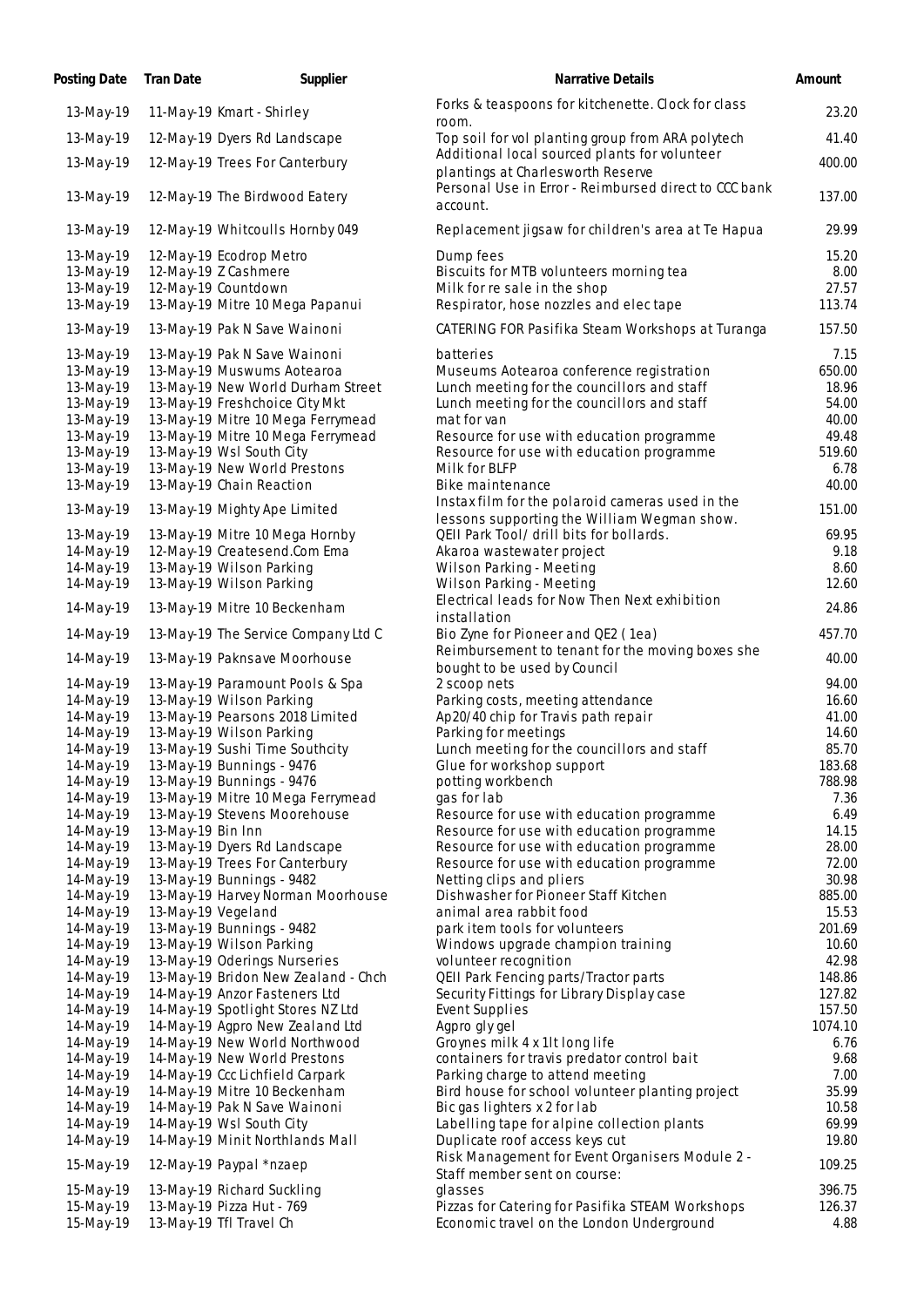| Posting Date | Tran Date | Supplier | Narrative Details | Amount |
|---|---|---|---|---|
| 13-May-19 | 11-May-19 | Kmart - Shirley | Forks & teaspoons for kitchenette. Clock for class room. | 23.20 |
| 13-May-19 | 12-May-19 | Dyers Rd Landscape | Top soil for vol planting group from ARA polytech | 41.40 |
| 13-May-19 | 12-May-19 | Trees For Canterbury | Additional local sourced plants for volunteer plantings at Charlesworth Reserve | 400.00 |
| 13-May-19 | 12-May-19 | The Birdwood Eatery | Personal Use in Error - Reimbursed direct to CCC bank account. | 137.00 |
| 13-May-19 | 12-May-19 | Whitcoulls Hornby 049 | Replacement jigsaw for children's area at Te Hapua | 29.99 |
| 13-May-19 | 12-May-19 | Ecodrop Metro | Dump fees | 15.20 |
| 13-May-19 | 12-May-19 | Z Cashmere | Biscuits for MTB volunteers morning tea | 8.00 |
| 13-May-19 | 12-May-19 | Countdown | Milk for re sale in the shop | 27.57 |
| 13-May-19 | 13-May-19 | Mitre 10 Mega Papanui | Respirator, hose nozzles and elec tape | 113.74 |
| 13-May-19 | 13-May-19 | Pak N Save Wainoni | CATERING FOR Pasifika Steam Workshops at Turanga | 157.50 |
| 13-May-19 | 13-May-19 | Pak N Save Wainoni | batteries | 7.15 |
| 13-May-19 | 13-May-19 | Muswums Aotearoa | Museums Aotearoa conference registration | 650.00 |
| 13-May-19 | 13-May-19 | New World Durham Street | Lunch meeting for the councillors and staff | 18.96 |
| 13-May-19 | 13-May-19 | Freshchoice City Mkt | Lunch meeting for the councillors and staff | 54.00 |
| 13-May-19 | 13-May-19 | Mitre 10 Mega Ferrymead | mat for van | 40.00 |
| 13-May-19 | 13-May-19 | Mitre 10 Mega Ferrymead | Resource for use with education programme | 49.48 |
| 13-May-19 | 13-May-19 | Wsl South City | Resource for use with education programme | 519.60 |
| 13-May-19 | 13-May-19 | New World Prestons | Milk for BLFP | 6.78 |
| 13-May-19 | 13-May-19 | Chain Reaction | Bike maintenance | 40.00 |
| 13-May-19 | 13-May-19 | Mighty Ape Limited | Instax film for the polaroid cameras used in the lessons supporting the William Wegman show. | 151.00 |
| 13-May-19 | 13-May-19 | Mitre 10 Mega Hornby | QEII Park Tool/ drill bits for bollards. | 69.95 |
| 14-May-19 | 12-May-19 | Createsend.Com Ema | Akaroa wastewater project | 9.18 |
| 14-May-19 | 13-May-19 | Wilson Parking | Wilson Parking - Meeting | 8.60 |
| 14-May-19 | 13-May-19 | Wilson Parking | Wilson Parking - Meeting | 12.60 |
| 14-May-19 | 13-May-19 | Mitre 10 Beckenham | Electrical leads for Now Then Next exhibition installation | 24.86 |
| 14-May-19 | 13-May-19 | The Service Company Ltd C | Bio Zyne for Pioneer and QE2 ( 1ea) | 457.70 |
| 14-May-19 | 13-May-19 | Paknsave Moorhouse | Reimbursement to tenant for the moving boxes she bought to be used by Council | 40.00 |
| 14-May-19 | 13-May-19 | Paramount Pools & Spa | 2 scoop nets | 94.00 |
| 14-May-19 | 13-May-19 | Wilson Parking | Parking costs, meeting attendance | 16.60 |
| 14-May-19 | 13-May-19 | Pearsons 2018 Limited | Ap20/40 chip for Travis path repair | 41.00 |
| 14-May-19 | 13-May-19 | Wilson Parking | Parking for meetings | 14.60 |
| 14-May-19 | 13-May-19 | Sushi Time Southcity | Lunch meeting for the councillors and staff | 85.70 |
| 14-May-19 | 13-May-19 | Bunnings - 9476 | Glue for workshop support | 183.68 |
| 14-May-19 | 13-May-19 | Bunnings - 9476 | potting workbench | 788.98 |
| 14-May-19 | 13-May-19 | Mitre 10 Mega Ferrymead | gas for lab | 7.36 |
| 14-May-19 | 13-May-19 | Stevens Moorehouse | Resource for use with education programme | 6.49 |
| 14-May-19 | 13-May-19 | Bin Inn | Resource for use with education programme | 14.15 |
| 14-May-19 | 13-May-19 | Dyers Rd Landscape | Resource for use with education programme | 28.00 |
| 14-May-19 | 13-May-19 | Trees For Canterbury | Resource for use with education programme | 72.00 |
| 14-May-19 | 13-May-19 | Bunnings - 9482 | Netting clips and pliers | 30.98 |
| 14-May-19 | 13-May-19 | Harvey Norman Moorhouse | Dishwasher for Pioneer Staff Kitchen | 885.00 |
| 14-May-19 | 13-May-19 | Vegeland | animal area rabbit food | 15.53 |
| 14-May-19 | 13-May-19 | Bunnings - 9482 | park item tools for volunteers | 201.69 |
| 14-May-19 | 13-May-19 | Wilson Parking | Windows upgrade champion training | 10.60 |
| 14-May-19 | 13-May-19 | Oderings Nurseries | volunteer recognition | 42.98 |
| 14-May-19 | 13-May-19 | Bridon New Zealand - Chch | QEII Park Fencing parts/Tractor parts | 148.86 |
| 14-May-19 | 14-May-19 | Anzor Fasteners Ltd | Security Fittings for Library Display case | 127.82 |
| 14-May-19 | 14-May-19 | Spotlight Stores NZ Ltd | Event Supplies | 157.50 |
| 14-May-19 | 14-May-19 | Agpro New Zealand Ltd | Agpro gly gel | 1074.10 |
| 14-May-19 | 14-May-19 | New World Northwood | Groynes milk 4 x 1lt long life | 6.76 |
| 14-May-19 | 14-May-19 | New World Prestons | containers for travis predator control bait | 9.68 |
| 14-May-19 | 14-May-19 | Ccc Lichfield Carpark | Parking charge to attend meeting | 7.00 |
| 14-May-19 | 14-May-19 | Mitre 10 Beckenham | Bird house for school volunteer planting project | 35.99 |
| 14-May-19 | 14-May-19 | Pak N Save Wainoni | Bic gas lighters x 2 for lab | 10.58 |
| 14-May-19 | 14-May-19 | Wsl South City | Labelling tape for alpine collection plants | 69.99 |
| 14-May-19 | 14-May-19 | Minit Northlands Mall | Duplicate roof access keys cut | 19.80 |
| 15-May-19 | 12-May-19 | Paypal *nzaep | Risk Management for Event Organisers Module 2 - Staff member sent on course: | 109.25 |
| 15-May-19 | 13-May-19 | Richard Suckling | glasses | 396.75 |
| 15-May-19 | 13-May-19 | Pizza Hut - 769 | Pizzas for Catering for Pasifika STEAM Workshops | 126.37 |
| 15-May-19 | 13-May-19 | Tfl Travel Ch | Economic travel on the London Underground | 4.88 |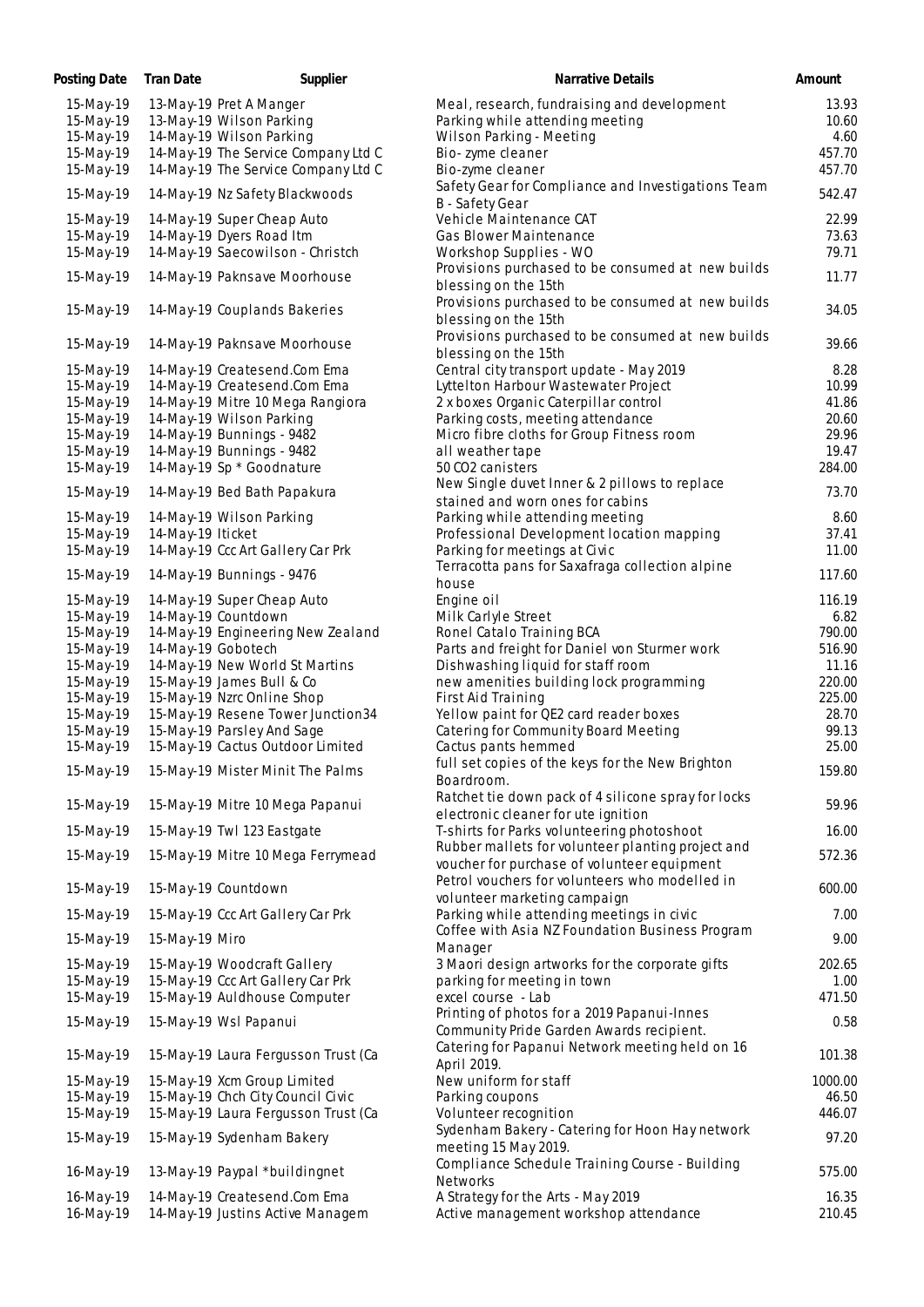| Posting Date | Tran Date | Supplier | Narrative Details | Amount |
| --- | --- | --- | --- | --- |
| 15-May-19 | 13-May-19 | Pret A Manger | Meal, research, fundraising and development | 13.93 |
| 15-May-19 | 13-May-19 | Wilson Parking | Parking while attending meeting | 10.60 |
| 15-May-19 | 14-May-19 | Wilson Parking | Wilson Parking - Meeting | 4.60 |
| 15-May-19 | 14-May-19 | The Service Company Ltd C | Bio- zyme cleaner | 457.70 |
| 15-May-19 | 14-May-19 | The Service Company Ltd C | Bio-zyme cleaner | 457.70 |
| 15-May-19 | 14-May-19 | Nz Safety Blackwoods | Safety Gear for Compliance and Investigations Team B - Safety Gear | 542.47 |
| 15-May-19 | 14-May-19 | Super Cheap Auto | Vehicle Maintenance CAT | 22.99 |
| 15-May-19 | 14-May-19 | Dyers Road Itm | Gas Blower Maintenance | 73.63 |
| 15-May-19 | 14-May-19 | Saecowilson - Christch | Workshop Supplies - WO | 79.71 |
| 15-May-19 | 14-May-19 | Paknsave Moorhouse | Provisions purchased to be consumed at new builds blessing on the 15th | 11.77 |
| 15-May-19 | 14-May-19 | Couplands Bakeries | Provisions purchased to be consumed at new builds blessing on the 15th | 34.05 |
| 15-May-19 | 14-May-19 | Paknsave Moorhouse | Provisions purchased to be consumed at new builds blessing on the 15th | 39.66 |
| 15-May-19 | 14-May-19 | Createsend.Com Ema | Central city transport update - May 2019 | 8.28 |
| 15-May-19 | 14-May-19 | Createsend.Com Ema | Lyttelton Harbour Wastewater Project | 10.99 |
| 15-May-19 | 14-May-19 | Mitre 10 Mega Rangiora | 2 x boxes Organic Caterpillar control | 41.86 |
| 15-May-19 | 14-May-19 | Wilson Parking | Parking costs, meeting attendance | 20.60 |
| 15-May-19 | 14-May-19 | Bunnings - 9482 | Micro fibre cloths for Group Fitness room | 29.96 |
| 15-May-19 | 14-May-19 | Bunnings - 9482 | all weather tape | 19.47 |
| 15-May-19 | 14-May-19 | Sp * Goodnature | 50 CO2 canisters | 284.00 |
| 15-May-19 | 14-May-19 | Bed Bath Papakura | New Single duvet Inner & 2 pillows to replace stained and worn ones for cabins | 73.70 |
| 15-May-19 | 14-May-19 | Wilson Parking | Parking while attending meeting | 8.60 |
| 15-May-19 | 14-May-19 | Iticket | Professional Development location mapping | 37.41 |
| 15-May-19 | 14-May-19 | Ccc Art Gallery Car Prk | Parking for meetings at Civic | 11.00 |
| 15-May-19 | 14-May-19 | Bunnings - 9476 | Terracotta pans for Saxafraga collection alpine house | 117.60 |
| 15-May-19 | 14-May-19 | Super Cheap Auto | Engine oil | 116.19 |
| 15-May-19 | 14-May-19 | Countdown | Milk Carlyle Street | 6.82 |
| 15-May-19 | 14-May-19 | Engineering New Zealand | Ronel Catalo Training BCA | 790.00 |
| 15-May-19 | 14-May-19 | Gobotech | Parts and freight for Daniel von Sturmer work | 516.90 |
| 15-May-19 | 14-May-19 | New World St Martins | Dishwashing liquid for staff room | 11.16 |
| 15-May-19 | 15-May-19 | James Bull & Co | new amenities building lock programming | 220.00 |
| 15-May-19 | 15-May-19 | Nzrc Online Shop | First Aid Training | 225.00 |
| 15-May-19 | 15-May-19 | Resene Tower Junction34 | Yellow paint for QE2 card reader boxes | 28.70 |
| 15-May-19 | 15-May-19 | Parsley And Sage | Catering for Community Board Meeting | 99.13 |
| 15-May-19 | 15-May-19 | Cactus Outdoor Limited | Cactus pants hemmed | 25.00 |
| 15-May-19 | 15-May-19 | Mister Minit The Palms | full set copies of the keys for the New Brighton Boardroom. | 159.80 |
| 15-May-19 | 15-May-19 | Mitre 10 Mega Papanui | Ratchet tie down pack of 4 silicone spray for locks electronic cleaner for ute ignition | 59.96 |
| 15-May-19 | 15-May-19 | Twl 123 Eastgate | T-shirts for Parks volunteering photoshoot | 16.00 |
| 15-May-19 | 15-May-19 | Mitre 10 Mega Ferrymead | Rubber mallets for volunteer planting project and voucher for purchase of volunteer equipment | 572.36 |
| 15-May-19 | 15-May-19 | Countdown | Petrol vouchers for volunteers who modelled in volunteer marketing campaign | 600.00 |
| 15-May-19 | 15-May-19 | Ccc Art Gallery Car Prk | Parking while attending meetings in civic | 7.00 |
| 15-May-19 | 15-May-19 | Miro | Coffee with Asia NZ Foundation Business Program Manager | 9.00 |
| 15-May-19 | 15-May-19 | Woodcraft Gallery | 3 Maori design artworks for the corporate gifts | 202.65 |
| 15-May-19 | 15-May-19 | Ccc Art Gallery Car Prk | parking for meeting in town | 1.00 |
| 15-May-19 | 15-May-19 | Auldhouse Computer | excel course - Lab | 471.50 |
| 15-May-19 | 15-May-19 | Wsl Papanui | Printing of photos for a 2019 Papanui-Innes Community Pride Garden Awards recipient. | 0.58 |
| 15-May-19 | 15-May-19 | Laura Fergusson Trust (Ca | Catering for Papanui Network meeting held on 16 April 2019. | 101.38 |
| 15-May-19 | 15-May-19 | Xcm Group Limited | New uniform for staff | 1000.00 |
| 15-May-19 | 15-May-19 | Chch City Council Civic | Parking coupons | 46.50 |
| 15-May-19 | 15-May-19 | Laura Fergusson Trust (Ca | Volunteer recognition | 446.07 |
| 15-May-19 | 15-May-19 | Sydenham Bakery | Sydenham Bakery - Catering for Hoon Hay network meeting 15 May 2019. | 97.20 |
| 16-May-19 | 13-May-19 | Paypal *buildingnet | Compliance Schedule Training Course - Building Networks | 575.00 |
| 16-May-19 | 14-May-19 | Createsend.Com Ema | A Strategy for the Arts - May 2019 | 16.35 |
| 16-May-19 | 14-May-19 | Justins Active Managem | Active management workshop attendance | 210.45 |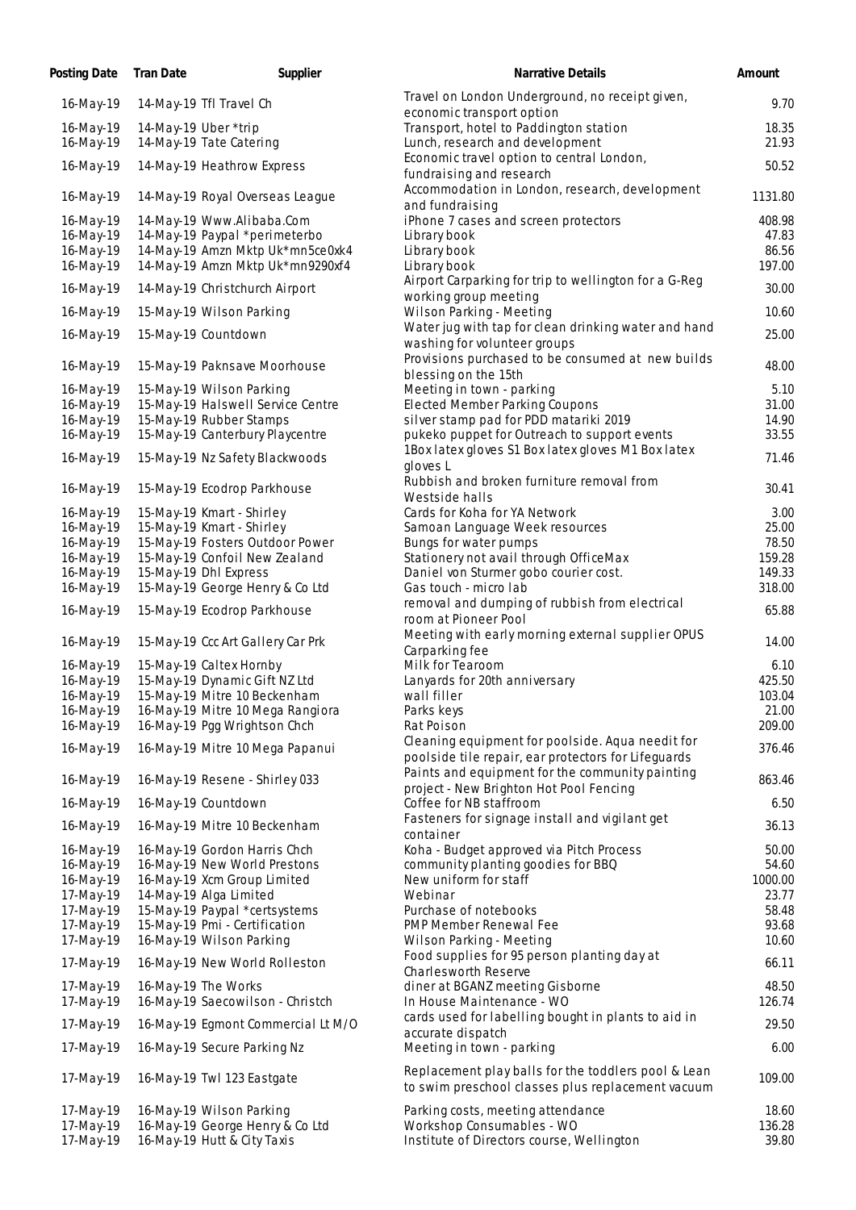| Posting Date | Tran Date | Supplier | Narrative Details | Amount |
|---|---|---|---|---|
| 16-May-19 | 14-May-19 | Tfl Travel Ch | Travel on London Underground, no receipt given, economic transport option | 9.70 |
| 16-May-19 | 14-May-19 | Uber *trip | Transport, hotel to Paddington station | 18.35 |
| 16-May-19 | 14-May-19 | Tate Catering | Lunch, research and development | 21.93 |
| 16-May-19 | 14-May-19 | Heathrow Express | Economic travel option to central London, fundraising and research | 50.52 |
| 16-May-19 | 14-May-19 | Royal Overseas League | Accommodation in London, research, development and fundraising | 1131.80 |
| 16-May-19 | 14-May-19 | Www.Alibaba.Com | iPhone 7 cases and screen protectors | 408.98 |
| 16-May-19 | 14-May-19 | Paypal *perimeterbo | Library book | 47.83 |
| 16-May-19 | 14-May-19 | Amzn Mktp Uk*mn5ce0xk4 | Library book | 86.56 |
| 16-May-19 | 14-May-19 | Amzn Mktp Uk*mn9290xf4 | Library book | 197.00 |
| 16-May-19 | 14-May-19 | Christchurch Airport | Airport Carparking for trip to wellington for a G-Reg working group meeting | 30.00 |
| 16-May-19 | 15-May-19 | Wilson Parking | Wilson Parking - Meeting | 10.60 |
| 16-May-19 | 15-May-19 | Countdown | Water jug with tap for clean drinking water and hand washing for volunteer groups | 25.00 |
| 16-May-19 | 15-May-19 | Paknsave Moorhouse | Provisions purchased to be consumed at new builds blessing on the 15th | 48.00 |
| 16-May-19 | 15-May-19 | Wilson Parking | Meeting in town - parking | 5.10 |
| 16-May-19 | 15-May-19 | Halswell Service Centre | Elected Member Parking Coupons | 31.00 |
| 16-May-19 | 15-May-19 | Rubber Stamps | silver stamp pad for PDD matariki 2019 | 14.90 |
| 16-May-19 | 15-May-19 | Canterbury Playcentre | pukeko puppet for Outreach to support events | 33.55 |
| 16-May-19 | 15-May-19 | Nz Safety Blackwoods | 1Box latex gloves S1 Box latex gloves M1 Box latex gloves L | 71.46 |
| 16-May-19 | 15-May-19 | Ecodrop Parkhouse | Rubbish and broken furniture removal from Westside halls | 30.41 |
| 16-May-19 | 15-May-19 | Kmart - Shirley | Cards for Koha for YA Network | 3.00 |
| 16-May-19 | 15-May-19 | Kmart - Shirley | Samoan Language Week resources | 25.00 |
| 16-May-19 | 15-May-19 | Fosters Outdoor Power | Bungs for water pumps | 78.50 |
| 16-May-19 | 15-May-19 | Confoil New Zealand | Stationery not avail through OfficeMax | 159.28 |
| 16-May-19 | 15-May-19 | Dhl Express | Daniel von Sturmer gobo courier cost. | 149.33 |
| 16-May-19 | 15-May-19 | George Henry & Co Ltd | Gas touch - micro lab | 318.00 |
| 16-May-19 | 15-May-19 | Ecodrop Parkhouse | removal and dumping of rubbish from electrical room at Pioneer Pool | 65.88 |
| 16-May-19 | 15-May-19 | Ccc Art Gallery Car Prk | Meeting with early morning external supplier OPUS Carparking fee | 14.00 |
| 16-May-19 | 15-May-19 | Caltex Hornby | Milk for Tearoom | 6.10 |
| 16-May-19 | 15-May-19 | Dynamic Gift NZ Ltd | Lanyards for 20th anniversary | 425.50 |
| 16-May-19 | 15-May-19 | Mitre 10 Beckenham | wall filler | 103.04 |
| 16-May-19 | 16-May-19 | Mitre 10 Mega Rangiora | Parks keys | 21.00 |
| 16-May-19 | 16-May-19 | Pgg Wrightson Chch | Rat Poison | 209.00 |
| 16-May-19 | 16-May-19 | Mitre 10 Mega Papanui | Cleaning equipment for poolside. Aqua needit for poolside tile repair, ear protectors for Lifeguards | 376.46 |
| 16-May-19 | 16-May-19 | Resene - Shirley 033 | Paints and equipment for the community painting project - New Brighton Hot Pool Fencing | 863.46 |
| 16-May-19 | 16-May-19 | Countdown | Coffee for NB staffroom | 6.50 |
| 16-May-19 | 16-May-19 | Mitre 10 Beckenham | Fasteners for signage install and vigilant get container | 36.13 |
| 16-May-19 | 16-May-19 | Gordon Harris Chch | Koha - Budget approved via Pitch Process | 50.00 |
| 16-May-19 | 16-May-19 | New World Prestons | community planting goodies for BBQ | 54.60 |
| 16-May-19 | 16-May-19 | Xcm Group Limited | New uniform for staff | 1000.00 |
| 17-May-19 | 14-May-19 | Alga Limited | Webinar | 23.77 |
| 17-May-19 | 15-May-19 | Paypal *certsystems | Purchase of notebooks | 58.48 |
| 17-May-19 | 15-May-19 | Pmi - Certification | PMP Member Renewal Fee | 93.68 |
| 17-May-19 | 16-May-19 | Wilson Parking | Wilson Parking - Meeting | 10.60 |
| 17-May-19 | 16-May-19 | New World Rolleston | Food supplies for 95 person planting day at Charlesworth Reserve | 66.11 |
| 17-May-19 | 16-May-19 | The Works | diner at BGANZ meeting Gisborne | 48.50 |
| 17-May-19 | 16-May-19 | Saecowilson - Christch | In House Maintenance - WO | 126.74 |
| 17-May-19 | 16-May-19 | Egmont Commercial Lt M/O | cards used for labelling bought in plants to aid in accurate dispatch | 29.50 |
| 17-May-19 | 16-May-19 | Secure Parking Nz | Meeting in town - parking | 6.00 |
| 17-May-19 | 16-May-19 | Twl 123 Eastgate | Replacement play balls for the toddlers pool & Lean to swim preschool classes plus replacement vacuum | 109.00 |
| 17-May-19 | 16-May-19 | Wilson Parking | Parking costs, meeting attendance | 18.60 |
| 17-May-19 | 16-May-19 | George Henry & Co Ltd | Workshop Consumables - WO | 136.28 |
| 17-May-19 | 16-May-19 | Hutt & City Taxis | Institute of Directors course, Wellington | 39.80 |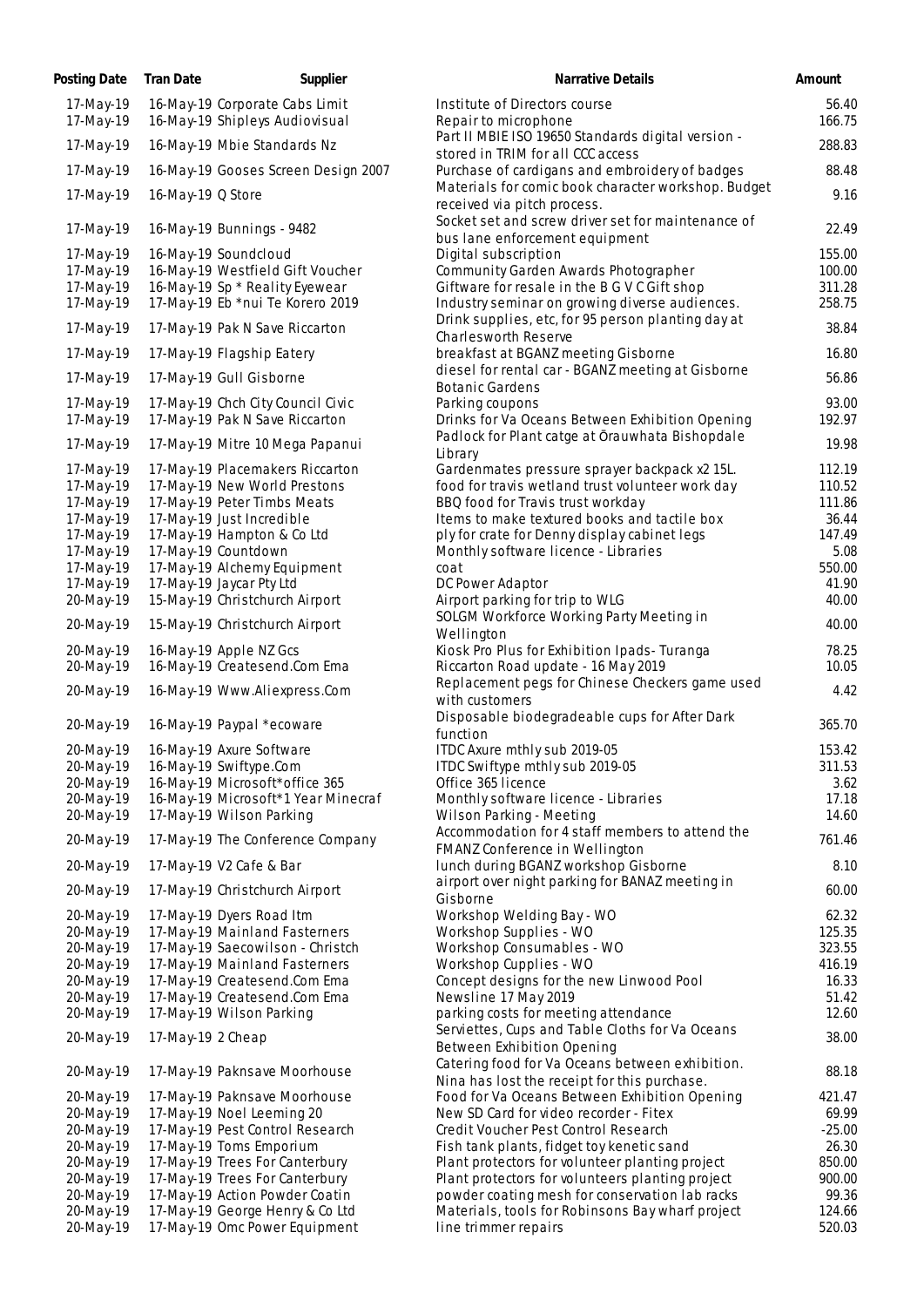| Posting Date | Tran Date | Supplier | Narrative Details | Amount |
| --- | --- | --- | --- | --- |
| 17-May-19 | 16-May-19 | Corporate Cabs Limit | Institute of Directors course | 56.40 |
| 17-May-19 | 16-May-19 | Shipleys Audiovisual | Repair to microphone | 166.75 |
| 17-May-19 | 16-May-19 | Mbie Standards Nz | Part II MBIE ISO 19650 Standards digital version - stored in TRIM for all CCC access | 288.83 |
| 17-May-19 | 16-May-19 | Gooses Screen Design 2007 | Purchase of cardigans and embroidery of badges | 88.48 |
| 17-May-19 | 16-May-19 | Q Store | Materials for comic book character workshop. Budget received via pitch process. | 9.16 |
| 17-May-19 | 16-May-19 | Bunnings - 9482 | Socket set and screw driver set for maintenance of bus lane enforcement equipment | 22.49 |
| 17-May-19 | 16-May-19 | Soundcloud | Digital subscription | 155.00 |
| 17-May-19 | 16-May-19 | Westfield Gift Voucher | Community Garden Awards Photographer | 100.00 |
| 17-May-19 | 16-May-19 | Sp * Reality Eyewear | Giftware for resale in the B G V C Gift shop | 311.28 |
| 17-May-19 | 17-May-19 | Eb *nui Te Korero 2019 | Industry seminar on growing diverse audiences. | 258.75 |
| 17-May-19 | 17-May-19 | Pak N Save Riccarton | Drink supplies, etc, for 95 person planting day at Charlesworth Reserve | 38.84 |
| 17-May-19 | 17-May-19 | Flagship Eatery | breakfast at BGANZ meeting Gisborne | 16.80 |
| 17-May-19 | 17-May-19 | Gull Gisborne | diesel for rental car - BGANZ meeting at Gisborne Botanic Gardens | 56.86 |
| 17-May-19 | 17-May-19 | Chch City Council Civic | Parking coupons | 93.00 |
| 17-May-19 | 17-May-19 | Pak N Save Riccarton | Drinks for Va Oceans Between Exhibition Opening | 192.97 |
| 17-May-19 | 17-May-19 | Mitre 10 Mega Papanui | Padlock for Plant catge at Ōrauwhata Bishopdale Library | 19.98 |
| 17-May-19 | 17-May-19 | Placemakers Riccarton | Gardenmates pressure sprayer backpack x2 15L. | 112.19 |
| 17-May-19 | 17-May-19 | New World Prestons | food for travis wetland trust volunteer work day | 110.52 |
| 17-May-19 | 17-May-19 | Peter Timbs Meats | BBQ food for Travis trust workday | 111.86 |
| 17-May-19 | 17-May-19 | Just Incredible | Items to make textured books and tactile box | 36.44 |
| 17-May-19 | 17-May-19 | Hampton & Co Ltd | ply for crate for Denny display cabinet legs | 147.49 |
| 17-May-19 | 17-May-19 | Countdown | Monthly software licence - Libraries | 5.08 |
| 17-May-19 | 17-May-19 | Alchemy Equipment | coat | 550.00 |
| 17-May-19 | 17-May-19 | Jaycar Pty Ltd | DC Power Adaptor | 41.90 |
| 20-May-19 | 15-May-19 | Christchurch Airport | Airport parking for trip to WLG | 40.00 |
| 20-May-19 | 15-May-19 | Christchurch Airport | SOLGM Workforce Working Party Meeting in Wellington | 40.00 |
| 20-May-19 | 16-May-19 | Apple NZ Gcs | Kiosk Pro Plus for Exhibition Ipads- Turanga | 78.25 |
| 20-May-19 | 16-May-19 | Createsend.Com Ema | Riccarton Road update - 16 May 2019 | 10.05 |
| 20-May-19 | 16-May-19 | Www.Aliexpress.Com | Replacement pegs for Chinese Checkers game used with customers | 4.42 |
| 20-May-19 | 16-May-19 | Paypal *ecoware | Disposable biodegradeable cups for After Dark function | 365.70 |
| 20-May-19 | 16-May-19 | Axure Software | ITDC Axure mthly sub 2019-05 | 153.42 |
| 20-May-19 | 16-May-19 | Swiftype.Com | ITDC Swiftype mthly sub 2019-05 | 311.53 |
| 20-May-19 | 16-May-19 | Microsoft*office 365 | Office 365 licence | 3.62 |
| 20-May-19 | 16-May-19 | Microsoft*1 Year Minecraf | Monthly software licence - Libraries | 17.18 |
| 20-May-19 | 17-May-19 | Wilson Parking | Wilson Parking - Meeting | 14.60 |
| 20-May-19 | 17-May-19 | The Conference Company | Accommodation for 4 staff members to attend the FMANZ Conference in Wellington | 761.46 |
| 20-May-19 | 17-May-19 | V2 Cafe & Bar | lunch during BGANZ workshop Gisborne | 8.10 |
| 20-May-19 | 17-May-19 | Christchurch Airport | airport over night parking for BANAZ meeting in Gisborne | 60.00 |
| 20-May-19 | 17-May-19 | Dyers Road Itm | Workshop Welding Bay - WO | 62.32 |
| 20-May-19 | 17-May-19 | Mainland Fasterners | Workshop Supplies - WO | 125.35 |
| 20-May-19 | 17-May-19 | Saecowilson - Christch | Workshop Consumables - WO | 323.55 |
| 20-May-19 | 17-May-19 | Mainland Fasterners | Workshop Cupplies - WO | 416.19 |
| 20-May-19 | 17-May-19 | Createsend.Com Ema | Concept designs for the new Linwood Pool | 16.33 |
| 20-May-19 | 17-May-19 | Createsend.Com Ema | Newsline 17 May 2019 | 51.42 |
| 20-May-19 | 17-May-19 | Wilson Parking | parking costs for meeting attendance | 12.60 |
| 20-May-19 | 17-May-19 | 2 Cheap | Serviettes, Cups and Table Cloths for Va Oceans Between Exhibition Opening | 38.00 |
| 20-May-19 | 17-May-19 | Paknsave Moorhouse | Catering food for Va Oceans between exhibition. Nina has lost the receipt for this purchase. | 88.18 |
| 20-May-19 | 17-May-19 | Paknsave Moorhouse | Food for Va Oceans Between Exhibition Opening | 421.47 |
| 20-May-19 | 17-May-19 | Noel Leeming 20 | New SD Card for video recorder - Fitex | 69.99 |
| 20-May-19 | 17-May-19 | Pest Control Research | Credit Voucher Pest Control Research | -25.00 |
| 20-May-19 | 17-May-19 | Toms Emporium | Fish tank plants, fidget toy kenetic sand | 26.30 |
| 20-May-19 | 17-May-19 | Trees For Canterbury | Plant protectors for volunteer planting project | 850.00 |
| 20-May-19 | 17-May-19 | Trees For Canterbury | Plant protectors for volunteers planting project | 900.00 |
| 20-May-19 | 17-May-19 | Action Powder Coatin | powder coating mesh for conservation lab racks | 99.36 |
| 20-May-19 | 17-May-19 | George Henry & Co Ltd | Materials, tools for Robinsons Bay wharf project | 124.66 |
| 20-May-19 | 17-May-19 | Omc Power Equipment | line trimmer repairs | 520.03 |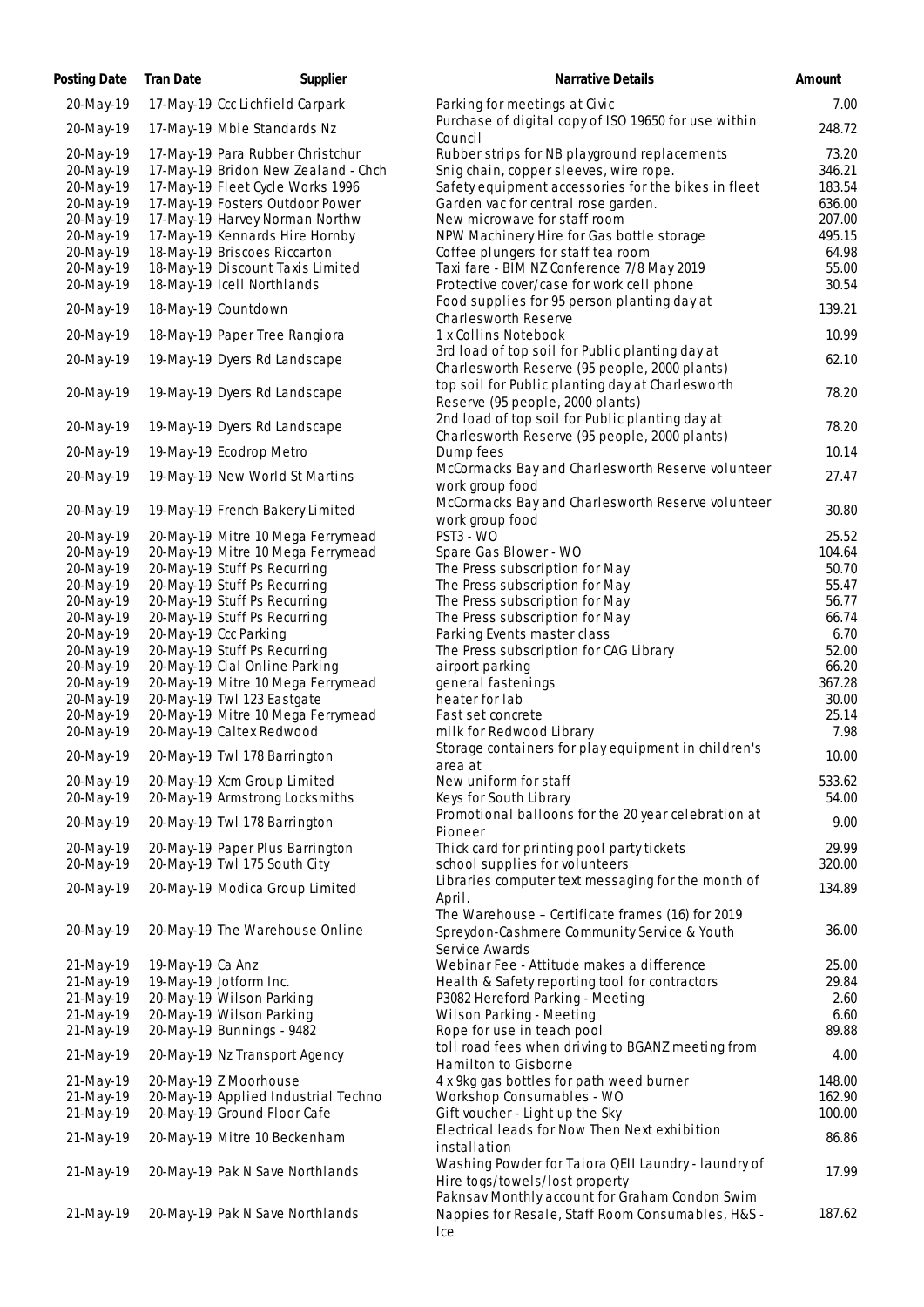| Posting Date | Tran Date | Supplier | Narrative Details | Amount |
| --- | --- | --- | --- | --- |
| 20-May-19 | 17-May-19 | Ccc Lichfield Carpark | Parking for meetings at Civic | 7.00 |
| 20-May-19 | 17-May-19 | Mbie Standards Nz | Purchase of digital copy of ISO 19650 for use within Council | 248.72 |
| 20-May-19 | 17-May-19 | Para Rubber Christchur | Rubber strips for NB playground replacements | 73.20 |
| 20-May-19 | 17-May-19 | Bridon New Zealand - Chch | Snig chain, copper sleeves, wire rope. | 346.21 |
| 20-May-19 | 17-May-19 | Fleet Cycle Works 1996 | Safety equipment accessories for the bikes in fleet | 183.54 |
| 20-May-19 | 17-May-19 | Fosters Outdoor Power | Garden vac for central rose garden. | 636.00 |
| 20-May-19 | 17-May-19 | Harvey Norman Northw | New microwave for staff room | 207.00 |
| 20-May-19 | 17-May-19 | Kennards Hire Hornby | NPW Machinery Hire for Gas bottle storage | 495.15 |
| 20-May-19 | 18-May-19 | Briscoes Riccarton | Coffee plungers for staff tea room | 64.98 |
| 20-May-19 | 18-May-19 | Discount Taxis Limited | Taxi fare - BIM NZ Conference 7/8 May 2019 | 55.00 |
| 20-May-19 | 18-May-19 | Icell Northlands | Protective cover/case for work cell phone | 30.54 |
| 20-May-19 | 18-May-19 | Countdown | Food supplies for 95 person planting day at Charlesworth Reserve | 139.21 |
| 20-May-19 | 18-May-19 | Paper Tree Rangiora | 1 x Collins Notebook | 10.99 |
| 20-May-19 | 19-May-19 | Dyers Rd Landscape | 3rd load of top soil for Public planting day at Charlesworth Reserve (95 people, 2000 plants) | 62.10 |
| 20-May-19 | 19-May-19 | Dyers Rd Landscape | top soil for Public planting day at Charlesworth Reserve (95 people, 2000 plants) | 78.20 |
| 20-May-19 | 19-May-19 | Dyers Rd Landscape | 2nd load of top soil for Public planting day at Charlesworth Reserve (95 people, 2000 plants) | 78.20 |
| 20-May-19 | 19-May-19 | Ecodrop Metro | Dump fees | 10.14 |
| 20-May-19 | 19-May-19 | New World St Martins | McCormacks Bay and Charlesworth Reserve volunteer work group food | 27.47 |
| 20-May-19 | 19-May-19 | French Bakery Limited | McCormacks Bay and Charlesworth Reserve volunteer work group food | 30.80 |
| 20-May-19 | 20-May-19 | Mitre 10 Mega Ferrymead | PST3 - WO | 25.52 |
| 20-May-19 | 20-May-19 | Mitre 10 Mega Ferrymead | Spare Gas Blower - WO | 104.64 |
| 20-May-19 | 20-May-19 | Stuff Ps Recurring | The Press subscription for May | 50.70 |
| 20-May-19 | 20-May-19 | Stuff Ps Recurring | The Press subscription for May | 55.47 |
| 20-May-19 | 20-May-19 | Stuff Ps Recurring | The Press subscription for May | 56.77 |
| 20-May-19 | 20-May-19 | Stuff Ps Recurring | The Press subscription for May | 66.74 |
| 20-May-19 | 20-May-19 | Ccc Parking | Parking Events master class | 6.70 |
| 20-May-19 | 20-May-19 | Stuff Ps Recurring | The Press subscription for CAG Library | 52.00 |
| 20-May-19 | 20-May-19 | Cial Online Parking | airport parking | 66.20 |
| 20-May-19 | 20-May-19 | Mitre 10 Mega Ferrymead | general fastenings | 367.28 |
| 20-May-19 | 20-May-19 | Twl 123 Eastgate | heater for lab | 30.00 |
| 20-May-19 | 20-May-19 | Mitre 10 Mega Ferrymead | Fast set concrete | 25.14 |
| 20-May-19 | 20-May-19 | Caltex Redwood | milk for Redwood Library | 7.98 |
| 20-May-19 | 20-May-19 | Twl 178 Barrington | Storage containers for play equipment in children's area at | 10.00 |
| 20-May-19 | 20-May-19 | Xcm Group Limited | New uniform for staff | 533.62 |
| 20-May-19 | 20-May-19 | Armstrong Locksmiths | Keys for South Library | 54.00 |
| 20-May-19 | 20-May-19 | Twl 178 Barrington | Promotional balloons for the 20 year celebration at Pioneer | 9.00 |
| 20-May-19 | 20-May-19 | Paper Plus Barrington | Thick card for printing pool party tickets | 29.99 |
| 20-May-19 | 20-May-19 | Twl 175 South City | school supplies for volunteers | 320.00 |
| 20-May-19 | 20-May-19 | Modica Group Limited | Libraries computer text messaging for the month of April. | 134.89 |
| 20-May-19 | 20-May-19 | The Warehouse Online | The Warehouse – Certificate frames (16) for 2019 Spreydon-Cashmere Community Service & Youth Service Awards | 36.00 |
| 21-May-19 | 19-May-19 | Ca Anz | Webinar Fee - Attitude makes a difference | 25.00 |
| 21-May-19 | 19-May-19 | Jotform Inc. | Health & Safety reporting tool for contractors | 29.84 |
| 21-May-19 | 20-May-19 | Wilson Parking | P3082 Hereford Parking - Meeting | 2.60 |
| 21-May-19 | 20-May-19 | Wilson Parking | Wilson Parking - Meeting | 6.60 |
| 21-May-19 | 20-May-19 | Bunnings - 9482 | Rope for use in teach pool | 89.88 |
| 21-May-19 | 20-May-19 | Nz Transport Agency | toll road fees when driving to BGANZ meeting from Hamilton to Gisborne | 4.00 |
| 21-May-19 | 20-May-19 | Z Moorhouse | 4 x 9kg gas bottles for path weed burner | 148.00 |
| 21-May-19 | 20-May-19 | Applied Industrial Techno | Workshop Consumables - WO | 162.90 |
| 21-May-19 | 20-May-19 | Ground Floor Cafe | Gift voucher - Light up the Sky | 100.00 |
| 21-May-19 | 20-May-19 | Mitre 10 Beckenham | Electrical leads for Now Then Next exhibition installation | 86.86 |
| 21-May-19 | 20-May-19 | Pak N Save Northlands | Washing Powder for Taiora QEII Laundry - laundry of Hire togs/towels/lost property | 17.99 |
| 21-May-19 | 20-May-19 | Pak N Save Northlands | Paknsav Monthly account for Graham Condon Swim Nappies for Resale, Staff Room Consumables, H&S - Ice | 187.62 |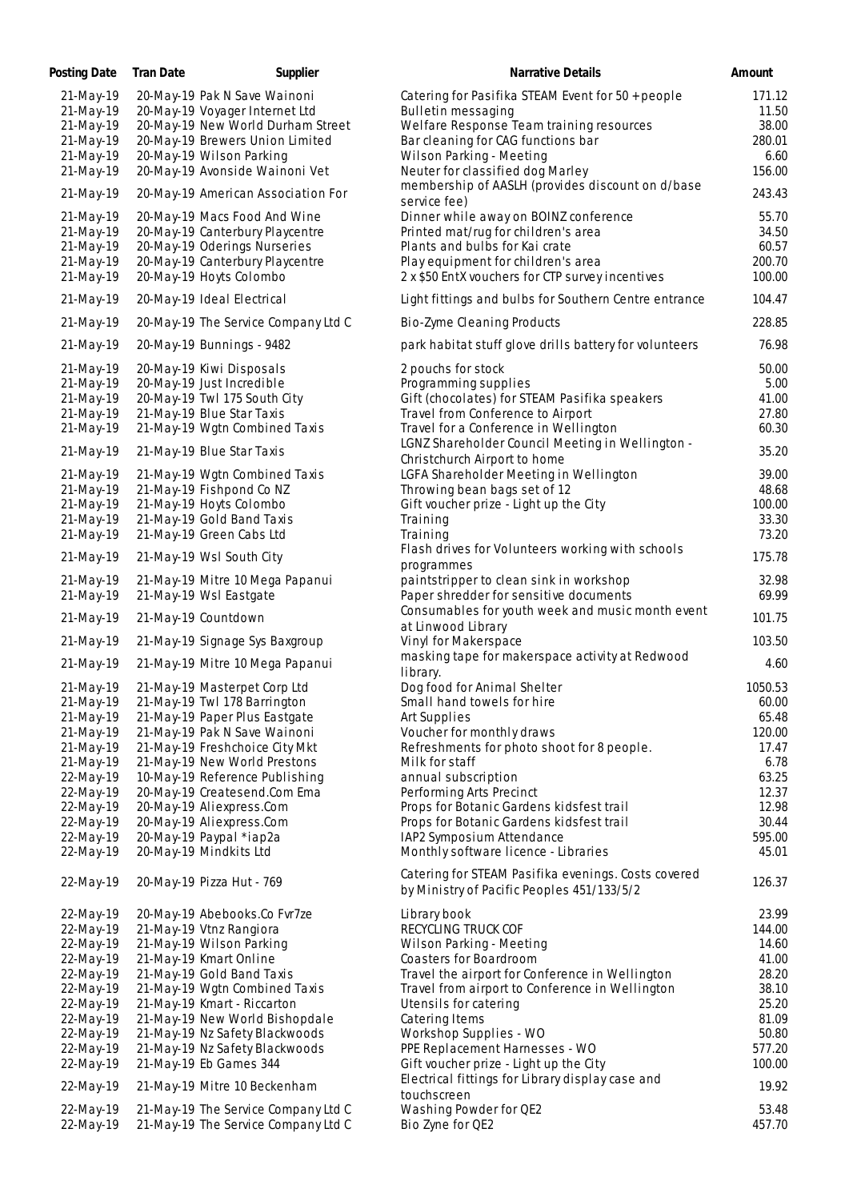| Posting Date | Tran Date | Supplier | Narrative Details | Amount |
|---|---|---|---|---|
| 21-May-19 | 20-May-19 | Pak N Save Wainoni | Catering for Pasifika STEAM Event for 50 + people | 171.12 |
| 21-May-19 | 20-May-19 | Voyager Internet Ltd | Bulletin messaging | 11.50 |
| 21-May-19 | 20-May-19 | New World Durham Street | Welfare Response Team training resources | 38.00 |
| 21-May-19 | 20-May-19 | Brewers Union Limited | Bar cleaning for CAG functions bar | 280.01 |
| 21-May-19 | 20-May-19 | Wilson Parking | Wilson Parking - Meeting | 6.60 |
| 21-May-19 | 20-May-19 | Avonside Wainoni Vet | Neuter for classified dog Marley | 156.00 |
| 21-May-19 | 20-May-19 | American Association For | membership of AASLH (provides discount on d/base service fee) | 243.43 |
| 21-May-19 | 20-May-19 | Macs Food And Wine | Dinner while away on BOINZ conference | 55.70 |
| 21-May-19 | 20-May-19 | Canterbury Playcentre | Printed mat/rug for children's area | 34.50 |
| 21-May-19 | 20-May-19 | Oderings Nurseries | Plants and bulbs for Kai crate | 60.57 |
| 21-May-19 | 20-May-19 | Canterbury Playcentre | Play equipment for children's area | 200.70 |
| 21-May-19 | 20-May-19 | Hoyts Colombo | 2 x $50 EntX vouchers for CTP survey incentives | 100.00 |
| 21-May-19 | 20-May-19 | Ideal Electrical | Light fittings and bulbs for Southern Centre entrance | 104.47 |
| 21-May-19 | 20-May-19 | The Service Company Ltd C | Bio-Zyme Cleaning Products | 228.85 |
| 21-May-19 | 20-May-19 | Bunnings - 9482 | park habitat stuff glove drills battery for volunteers | 76.98 |
| 21-May-19 | 20-May-19 | Kiwi Disposals | 2 pouchs for stock | 50.00 |
| 21-May-19 | 20-May-19 | Just Incredible | Programming supplies | 5.00 |
| 21-May-19 | 20-May-19 | Twl 175 South City | Gift (chocolates) for STEAM Pasifika speakers | 41.00 |
| 21-May-19 | 21-May-19 | Blue Star Taxis | Travel from Conference to Airport | 27.80 |
| 21-May-19 | 21-May-19 | Wgtn Combined Taxis | Travel for a Conference in Wellington | 60.30 |
| 21-May-19 | 21-May-19 | Blue Star Taxis | LGNZ Shareholder Council Meeting in Wellington - Christchurch Airport to home | 35.20 |
| 21-May-19 | 21-May-19 | Wgtn Combined Taxis | LGFA Shareholder Meeting in Wellington | 39.00 |
| 21-May-19 | 21-May-19 | Fishpond Co NZ | Throwing bean bags set of 12 | 48.68 |
| 21-May-19 | 21-May-19 | Hoyts Colombo | Gift voucher prize - Light up the City | 100.00 |
| 21-May-19 | 21-May-19 | Gold Band Taxis | Training | 33.30 |
| 21-May-19 | 21-May-19 | Green Cabs Ltd | Training | 73.20 |
| 21-May-19 | 21-May-19 | Wsl South City | Flash drives for Volunteers working with schools programmes | 175.78 |
| 21-May-19 | 21-May-19 | Mitre 10 Mega Papanui | paintstripper to clean sink in workshop | 32.98 |
| 21-May-19 | 21-May-19 | Wsl Eastgate | Paper shredder for sensitive documents | 69.99 |
| 21-May-19 | 21-May-19 | Countdown | Consumables for youth week and music month event at Linwood Library | 101.75 |
| 21-May-19 | 21-May-19 | Signage Sys Baxgroup | Vinyl for Makerspace | 103.50 |
| 21-May-19 | 21-May-19 | Mitre 10 Mega Papanui | masking tape for makerspace activity at Redwood library. | 4.60 |
| 21-May-19 | 21-May-19 | Masterpet Corp Ltd | Dog food for Animal Shelter | 1050.53 |
| 21-May-19 | 21-May-19 | Twl 178 Barrington | Small hand towels for hire | 60.00 |
| 21-May-19 | 21-May-19 | Paper Plus Eastgate | Art Supplies | 65.48 |
| 21-May-19 | 21-May-19 | Pak N Save Wainoni | Voucher for monthly draws | 120.00 |
| 21-May-19 | 21-May-19 | Freshchoice City Mkt | Refreshments for photo shoot for 8 people. | 17.47 |
| 21-May-19 | 21-May-19 | New World Prestons | Milk for staff | 6.78 |
| 22-May-19 | 10-May-19 | Reference Publishing | annual subscription | 63.25 |
| 22-May-19 | 20-May-19 | Createsend.Com Ema | Performing Arts Precinct | 12.37 |
| 22-May-19 | 20-May-19 | Aliexpress.Com | Props for Botanic Gardens kidsfest trail | 12.98 |
| 22-May-19 | 20-May-19 | Aliexpress.Com | Props for Botanic Gardens kidsfest trail | 30.44 |
| 22-May-19 | 20-May-19 | Paypal *iap2a | IAP2 Symposium Attendance | 595.00 |
| 22-May-19 | 20-May-19 | Mindkits Ltd | Monthly software licence - Libraries | 45.01 |
| 22-May-19 | 20-May-19 | Pizza Hut - 769 | Catering for STEAM Pasifika evenings. Costs covered by Ministry of Pacific Peoples 451/133/5/2 | 126.37 |
| 22-May-19 | 20-May-19 | Abebooks.Co Fvr7ze | Library book | 23.99 |
| 22-May-19 | 21-May-19 | Vtnz Rangiora | RECYCLING TRUCK COF | 144.00 |
| 22-May-19 | 21-May-19 | Wilson Parking | Wilson Parking - Meeting | 14.60 |
| 22-May-19 | 21-May-19 | Kmart Online | Coasters for Boardroom | 41.00 |
| 22-May-19 | 21-May-19 | Gold Band Taxis | Travel the airport for Conference in Wellington | 28.20 |
| 22-May-19 | 21-May-19 | Wgtn Combined Taxis | Travel from airport to Conference in Wellington | 38.10 |
| 22-May-19 | 21-May-19 | Kmart - Riccarton | Utensils for catering | 25.20 |
| 22-May-19 | 21-May-19 | New World Bishopdale | Catering Items | 81.09 |
| 22-May-19 | 21-May-19 | Nz Safety Blackwoods | Workshop Supplies - WO | 50.80 |
| 22-May-19 | 21-May-19 | Nz Safety Blackwoods | PPE Replacement Harnesses - WO | 577.20 |
| 22-May-19 | 21-May-19 | Eb Games 344 | Gift voucher prize - Light up the City | 100.00 |
| 22-May-19 | 21-May-19 | Mitre 10 Beckenham | Electrical fittings for Library display case and touchscreen | 19.92 |
| 22-May-19 | 21-May-19 | The Service Company Ltd C | Washing Powder for QE2 | 53.48 |
| 22-May-19 | 21-May-19 | The Service Company Ltd C | Bio Zyne for QE2 | 457.70 |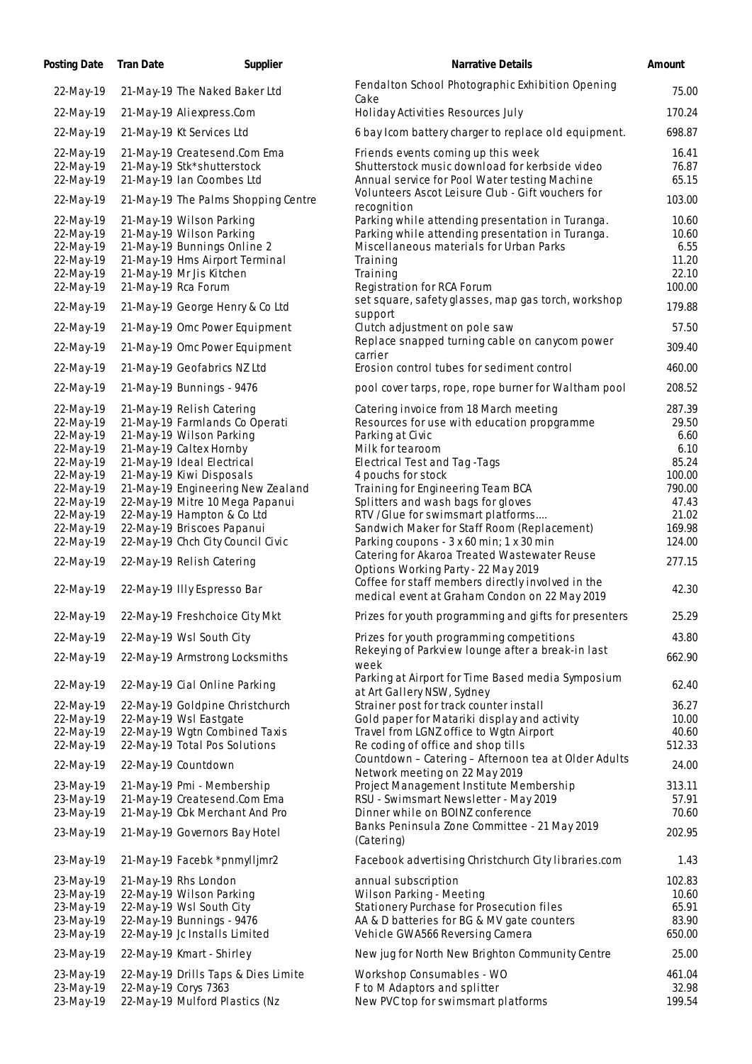| Posting Date | Tran Date | Supplier | Narrative Details | Amount |
|---|---|---|---|---|
| 22-May-19 | 21-May-19 | The Naked Baker Ltd | Fendalton School Photographic Exhibition Opening Cake | 75.00 |
| 22-May-19 | 21-May-19 | Aliexpress.Com | Holiday Activities Resources July | 170.24 |
| 22-May-19 | 21-May-19 | Kt Services Ltd | 6 bay Icom battery charger to replace old equipment. | 698.87 |
| 22-May-19 | 21-May-19 | Createsend.Com Ema | Friends events coming up this week | 16.41 |
| 22-May-19 | 21-May-19 | Stk*shutterstock | Shutterstock music download for kerbside video | 76.87 |
| 22-May-19 | 21-May-19 | Ian Coombes Ltd | Annual service for Pool Water testing Machine | 65.15 |
| 22-May-19 | 21-May-19 | The Palms Shopping Centre | Volunteers Ascot Leisure Club - Gift vouchers for recognition | 103.00 |
| 22-May-19 | 21-May-19 | Wilson Parking | Parking while attending presentation in Turanga. | 10.60 |
| 22-May-19 | 21-May-19 | Wilson Parking | Parking while attending presentation in Turanga. | 10.60 |
| 22-May-19 | 21-May-19 | Bunnings Online 2 | Miscellaneous materials for Urban Parks | 6.55 |
| 22-May-19 | 21-May-19 | Hms Airport Terminal | Training | 11.20 |
| 22-May-19 | 21-May-19 | Mr Jis Kitchen | Training | 22.10 |
| 22-May-19 | 21-May-19 | Rca Forum | Registration for RCA Forum | 100.00 |
| 22-May-19 | 21-May-19 | George Henry & Co Ltd | set square, safety glasses, map gas torch, workshop support | 179.88 |
| 22-May-19 | 21-May-19 | Omc Power Equipment | Clutch adjustment on pole saw | 57.50 |
| 22-May-19 | 21-May-19 | Omc Power Equipment | Replace snapped turning cable on canycom power carrier | 309.40 |
| 22-May-19 | 21-May-19 | Geofabrics NZ Ltd | Erosion control tubes for sediment control | 460.00 |
| 22-May-19 | 21-May-19 | Bunnings - 9476 | pool cover tarps, rope, rope burner for Waltham pool | 208.52 |
| 22-May-19 | 21-May-19 | Relish Catering | Catering invoice from 18 March meeting | 287.39 |
| 22-May-19 | 21-May-19 | Farmlands Co Operati | Resources for use with education propgramme | 29.50 |
| 22-May-19 | 21-May-19 | Wilson Parking | Parking at Civic | 6.60 |
| 22-May-19 | 21-May-19 | Caltex Hornby | Milk for tearoom | 6.10 |
| 22-May-19 | 21-May-19 | Ideal Electrical | Electrical Test and Tag -Tags | 85.24 |
| 22-May-19 | 21-May-19 | Kiwi Disposals | 4 pouchs for stock | 100.00 |
| 22-May-19 | 21-May-19 | Engineering New Zealand | Training for Engineering Team BCA | 790.00 |
| 22-May-19 | 22-May-19 | Mitre 10 Mega Papanui | Splitters and wash bags for gloves | 47.43 |
| 22-May-19 | 22-May-19 | Hampton & Co Ltd | RTV /Glue for swimsmart platforms.... | 21.02 |
| 22-May-19 | 22-May-19 | Briscoes Papanui | Sandwich Maker for Staff Room (Replacement) | 169.98 |
| 22-May-19 | 22-May-19 | Chch City Council Civic | Parking coupons - 3 x 60 min; 1 x 30 min | 124.00 |
| 22-May-19 | 22-May-19 | Relish Catering | Catering for Akaroa Treated Wastewater Reuse Options Working Party - 22 May 2019 | 277.15 |
| 22-May-19 | 22-May-19 | Illy Espresso Bar | Coffee for staff members directly involved in the medical event at Graham Condon on 22 May 2019 | 42.30 |
| 22-May-19 | 22-May-19 | Freshchoice City Mkt | Prizes for youth programming and gifts for presenters | 25.29 |
| 22-May-19 | 22-May-19 | Wsl South City | Prizes for youth programming competitions | 43.80 |
| 22-May-19 | 22-May-19 | Armstrong Locksmiths | Rekeying of Parkview lounge after a break-in last week | 662.90 |
| 22-May-19 | 22-May-19 | Cial Online Parking | Parking at Airport for Time Based media Symposium at Art Gallery NSW, Sydney | 62.40 |
| 22-May-19 | 22-May-19 | Goldpine Christchurch | Strainer post for track counter install | 36.27 |
| 22-May-19 | 22-May-19 | Wsl Eastgate | Gold paper for Matariki display and activity | 10.00 |
| 22-May-19 | 22-May-19 | Wgtn Combined Taxis | Travel from LGNZ office to Wgtn Airport | 40.60 |
| 22-May-19 | 22-May-19 | Total Pos Solutions | Re coding of office and shop tills | 512.33 |
| 22-May-19 | 22-May-19 | Countdown | Countdown – Catering – Afternoon tea at Older Adults Network meeting on 22 May 2019 | 24.00 |
| 23-May-19 | 21-May-19 | Pmi - Membership | Project Management Institute Membership | 313.11 |
| 23-May-19 | 21-May-19 | Createsend.Com Ema | RSU - Swimsmart Newsletter - May 2019 | 57.91 |
| 23-May-19 | 21-May-19 | Cbk Merchant And Pro | Dinner while on BOINZ conference | 70.60 |
| 23-May-19 | 21-May-19 | Governors Bay Hotel | Banks Peninsula Zone Committee - 21 May 2019 (Catering) | 202.95 |
| 23-May-19 | 21-May-19 | Facebk *pnmylljmr2 | Facebook advertising Christchurch City libraries.com | 1.43 |
| 23-May-19 | 21-May-19 | Rhs London | annual subscription | 102.83 |
| 23-May-19 | 22-May-19 | Wilson Parking | Wilson Parking - Meeting | 10.60 |
| 23-May-19 | 22-May-19 | Wsl South City | Stationery Purchase for Prosecution files | 65.91 |
| 23-May-19 | 22-May-19 | Bunnings - 9476 | AA & D batteries for BG & MV gate counters | 83.90 |
| 23-May-19 | 22-May-19 | Jc Installs Limited | Vehicle GWA566 Reversing Camera | 650.00 |
| 23-May-19 | 22-May-19 | Kmart - Shirley | New jug for North New Brighton Community Centre | 25.00 |
| 23-May-19 | 22-May-19 | Drills Taps & Dies Limite | Workshop Consumables - WO | 461.04 |
| 23-May-19 | 22-May-19 | Corys 7363 | F to M Adaptors and splitter | 32.98 |
| 23-May-19 | 22-May-19 | Mulford Plastics (Nz | New PVC top for swimsmart platforms | 199.54 |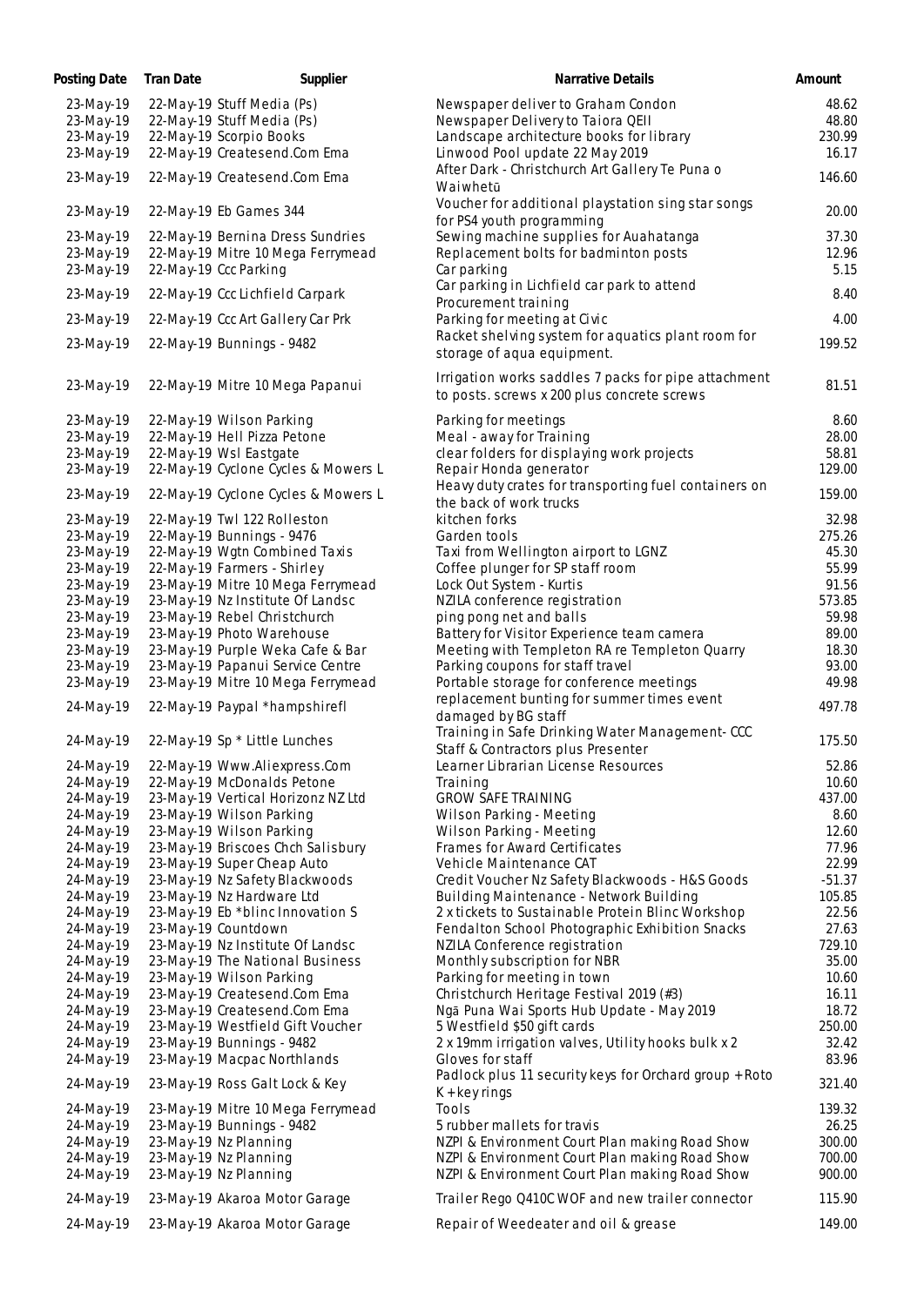| Posting Date | Tran Date | Supplier | Narrative Details | Amount |
|---|---|---|---|---|
| 23-May-19 | 22-May-19 | Stuff Media (Ps) | Newspaper deliver to Graham Condon | 48.62 |
| 23-May-19 | 22-May-19 | Stuff Media (Ps) | Newspaper Delivery to Taiora QEII | 48.80 |
| 23-May-19 | 22-May-19 | Scorpio Books | Landscape architecture books for library | 230.99 |
| 23-May-19 | 22-May-19 | Createsend.Com Ema | Linwood Pool update 22 May 2019 | 16.17 |
| 23-May-19 | 22-May-19 | Createsend.Com Ema | After Dark - Christchurch Art Gallery Te Puna o Waiwhetū | 146.60 |
| 23-May-19 | 22-May-19 | Eb Games 344 | Voucher for additional playstation sing star songs for PS4 youth programming | 20.00 |
| 23-May-19 | 22-May-19 | Bernina Dress Sundries | Sewing machine supplies for Auahatanga | 37.30 |
| 23-May-19 | 22-May-19 | Mitre 10 Mega Ferrymead | Replacement bolts for badminton posts | 12.96 |
| 23-May-19 | 22-May-19 | Ccc Parking | Car parking | 5.15 |
| 23-May-19 | 22-May-19 | Ccc Lichfield Carpark | Car parking in Lichfield car park to attend Procurement training | 8.40 |
| 23-May-19 | 22-May-19 | Ccc Art Gallery Car Prk | Parking for meeting at Civic | 4.00 |
| 23-May-19 | 22-May-19 | Bunnings - 9482 | Racket shelving system for aquatics plant room for storage of aqua equipment. | 199.52 |
| 23-May-19 | 22-May-19 | Mitre 10 Mega Papanui | Irrigation works saddles 7 packs for pipe attachment to posts. screws x 200 plus concrete screws | 81.51 |
| 23-May-19 | 22-May-19 | Wilson Parking | Parking for meetings | 8.60 |
| 23-May-19 | 22-May-19 | Hell Pizza Petone | Meal - away for Training | 28.00 |
| 23-May-19 | 22-May-19 | Wsl Eastgate | clear folders for displaying work projects | 58.81 |
| 23-May-19 | 22-May-19 | Cyclone Cycles & Mowers L | Repair Honda generator | 129.00 |
| 23-May-19 | 22-May-19 | Cyclone Cycles & Mowers L | Heavy duty crates for transporting fuel containers on the back of work trucks | 159.00 |
| 23-May-19 | 22-May-19 | Twl 122 Rolleston | kitchen forks | 32.98 |
| 23-May-19 | 22-May-19 | Bunnings - 9476 | Garden tools | 275.26 |
| 23-May-19 | 22-May-19 | Wgtn Combined Taxis | Taxi from Wellington airport to LGNZ | 45.30 |
| 23-May-19 | 22-May-19 | Farmers - Shirley | Coffee plunger for SP staff room | 55.99 |
| 23-May-19 | 23-May-19 | Mitre 10 Mega Ferrymead | Lock Out System - Kurtis | 91.56 |
| 23-May-19 | 23-May-19 | Nz Institute Of Landsc | NZILA conference registration | 573.85 |
| 23-May-19 | 23-May-19 | Rebel Christchurch | ping pong net and balls | 59.98 |
| 23-May-19 | 23-May-19 | Photo Warehouse | Battery for Visitor Experience team camera | 89.00 |
| 23-May-19 | 23-May-19 | Purple Weka Cafe & Bar | Meeting with Templeton RA re Templeton Quarry | 18.30 |
| 23-May-19 | 23-May-19 | Papanui Service Centre | Parking coupons for staff travel | 93.00 |
| 23-May-19 | 23-May-19 | Mitre 10 Mega Ferrymead | Portable storage for conference meetings | 49.98 |
| 24-May-19 | 22-May-19 | Paypal *hampshirefl | replacement bunting for summer times event damaged by BG staff | 497.78 |
| 24-May-19 | 22-May-19 | Sp * Little Lunches | Training in Safe Drinking Water Management- CCC Staff & Contractors plus Presenter | 175.50 |
| 24-May-19 | 22-May-19 | Www.Aliexpress.Com | Learner Librarian License Resources | 52.86 |
| 24-May-19 | 22-May-19 | McDonalds Petone | Training | 10.60 |
| 24-May-19 | 23-May-19 | Vertical Horizonz NZ Ltd | GROW SAFE TRAINING | 437.00 |
| 24-May-19 | 23-May-19 | Wilson Parking | Wilson Parking - Meeting | 8.60 |
| 24-May-19 | 23-May-19 | Wilson Parking | Wilson Parking - Meeting | 12.60 |
| 24-May-19 | 23-May-19 | Briscoes Chch Salisbury | Frames for Award Certificates | 77.96 |
| 24-May-19 | 23-May-19 | Super Cheap Auto | Vehicle Maintenance CAT | 22.99 |
| 24-May-19 | 23-May-19 | Nz Safety Blackwoods | Credit Voucher Nz Safety Blackwoods - H&S Goods | -51.37 |
| 24-May-19 | 23-May-19 | Nz Hardware Ltd | Building Maintenance - Network Building | 105.85 |
| 24-May-19 | 23-May-19 | Eb *blinc Innovation S | 2 x tickets to Sustainable Protein Blinc Workshop | 22.56 |
| 24-May-19 | 23-May-19 | Countdown | Fendalton School Photographic Exhibition Snacks | 27.63 |
| 24-May-19 | 23-May-19 | Nz Institute Of Landsc | NZILA Conference registration | 729.10 |
| 24-May-19 | 23-May-19 | The National Business | Monthly subscription for NBR | 35.00 |
| 24-May-19 | 23-May-19 | Wilson Parking | Parking for meeting in town | 10.60 |
| 24-May-19 | 23-May-19 | Createsend.Com Ema | Christchurch Heritage Festival 2019 (#3) | 16.11 |
| 24-May-19 | 23-May-19 | Createsend.Com Ema | Ngā Puna Wai Sports Hub Update - May 2019 | 18.72 |
| 24-May-19 | 23-May-19 | Westfield Gift Voucher | 5 Westfield $50 gift cards | 250.00 |
| 24-May-19 | 23-May-19 | Bunnings - 9482 | 2 x 19mm irrigation valves, Utility hooks bulk x 2 | 32.42 |
| 24-May-19 | 23-May-19 | Macpac Northlands | Gloves for staff | 83.96 |
| 24-May-19 | 23-May-19 | Ross Galt Lock & Key | Padlock plus 11 security keys for Orchard group + Roto K + key rings | 321.40 |
| 24-May-19 | 23-May-19 | Mitre 10 Mega Ferrymead | Tools | 139.32 |
| 24-May-19 | 23-May-19 | Bunnings - 9482 | 5 rubber mallets for travis | 26.25 |
| 24-May-19 | 23-May-19 | Nz Planning | NZPI & Environment Court Plan making Road Show | 300.00 |
| 24-May-19 | 23-May-19 | Nz Planning | NZPI & Environment Court Plan making Road Show | 700.00 |
| 24-May-19 | 23-May-19 | Nz Planning | NZPI & Environment Court Plan making Road Show | 900.00 |
| 24-May-19 | 23-May-19 | Akaroa Motor Garage | Trailer Rego Q410C WOF and new trailer connector | 115.90 |
| 24-May-19 | 23-May-19 | Akaroa Motor Garage | Repair of Weedeater and oil & grease | 149.00 |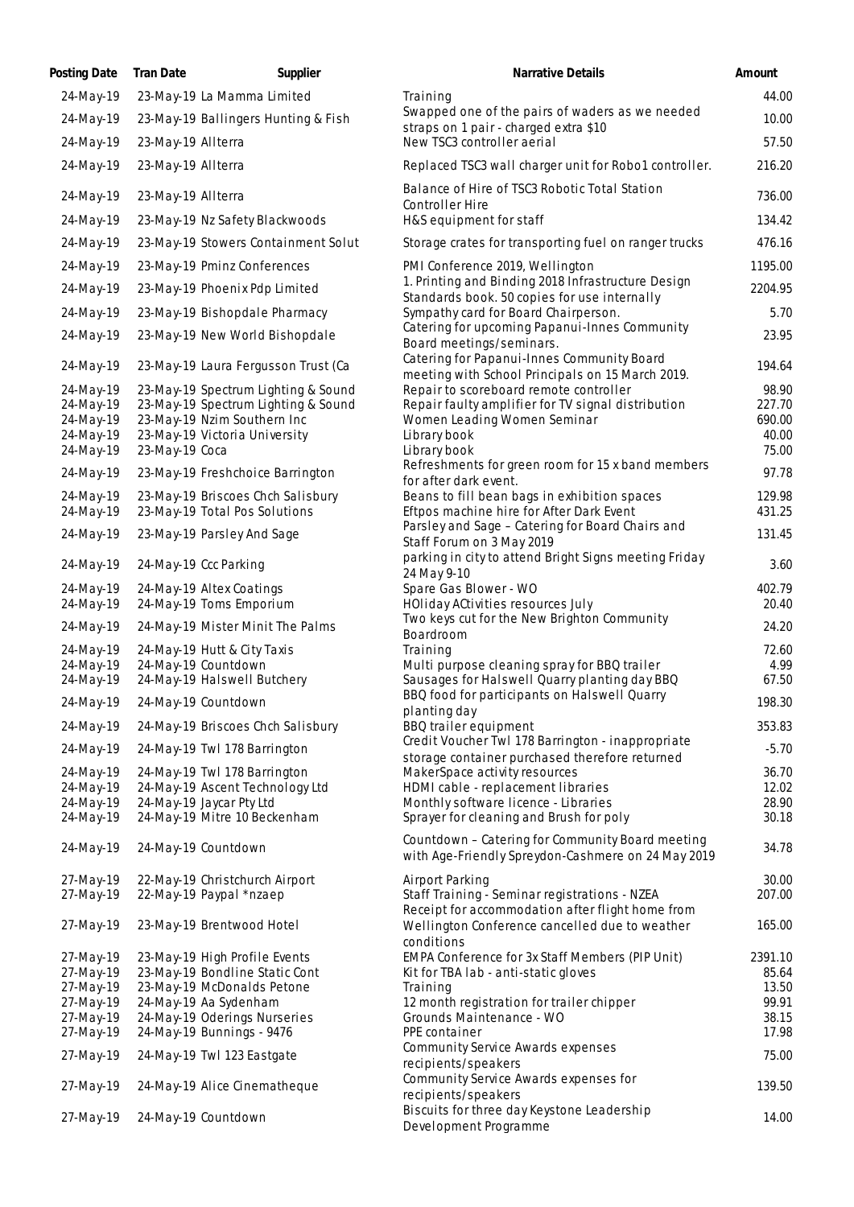| Posting Date | Tran Date | Supplier | Narrative Details | Amount |
|---|---|---|---|---|
| 24-May-19 | 23-May-19 | La Mamma Limited | Training | 44.00 |
| 24-May-19 | 23-May-19 | Ballingers Hunting & Fish | Swapped one of the pairs of waders as we needed straps on 1 pair - charged extra $10 | 10.00 |
| 24-May-19 | 23-May-19 | Allterra | New TSC3 controller aerial | 57.50 |
| 24-May-19 | 23-May-19 | Allterra | Replaced TSC3 wall charger unit for Robo1 controller. | 216.20 |
| 24-May-19 | 23-May-19 | Allterra | Balance of Hire of TSC3 Robotic Total Station Controller Hire | 736.00 |
| 24-May-19 | 23-May-19 | Nz Safety Blackwoods | H&S equipment for staff | 134.42 |
| 24-May-19 | 23-May-19 | Stowers Containment Solut | Storage crates for transporting fuel on ranger trucks | 476.16 |
| 24-May-19 | 23-May-19 | Pminz Conferences | PMI Conference 2019, Wellington | 1195.00 |
| 24-May-19 | 23-May-19 | Phoenix Pdp Limited | 1. Printing and Binding 2018 Infrastructure Design Standards book. 50 copies for use internally | 2204.95 |
| 24-May-19 | 23-May-19 | Bishopdale Pharmacy | Sympathy card for Board Chairperson. | 5.70 |
| 24-May-19 | 23-May-19 | New World Bishopdale | Catering for upcoming Papanui-Innes Community Board meetings/seminars. | 23.95 |
| 24-May-19 | 23-May-19 | Laura Fergusson Trust (Ca | Catering for Papanui-Innes Community Board meeting with School Principals on 15 March 2019. | 194.64 |
| 24-May-19 | 23-May-19 | Spectrum Lighting & Sound | Repair to scoreboard remote controller | 98.90 |
| 24-May-19 | 23-May-19 | Spectrum Lighting & Sound | Repair faulty amplifier for TV signal distribution | 227.70 |
| 24-May-19 | 23-May-19 | Nzim Southern Inc | Women Leading Women Seminar | 690.00 |
| 24-May-19 | 23-May-19 | Victoria University | Library book | 40.00 |
| 24-May-19 | 23-May-19 | Coca | Library book | 75.00 |
| 24-May-19 | 23-May-19 | Freshchoice Barrington | Refreshments for green room for 15 x band members for after dark event. | 97.78 |
| 24-May-19 | 23-May-19 | Briscoes Chch Salisbury | Beans to fill bean bags in exhibition spaces | 129.98 |
| 24-May-19 | 23-May-19 | Total Pos Solutions | Eftpos machine hire for After Dark Event | 431.25 |
| 24-May-19 | 23-May-19 | Parsley And Sage | Parsley and Sage – Catering for Board Chairs and Staff Forum on 3 May 2019 | 131.45 |
| 24-May-19 | 24-May-19 | Ccc Parking | parking in city to attend Bright Signs meeting Friday 24 May 9-10 | 3.60 |
| 24-May-19 | 24-May-19 | Altex Coatings | Spare Gas Blower - WO | 402.79 |
| 24-May-19 | 24-May-19 | Toms Emporium | HOliday ACtivities resources July | 20.40 |
| 24-May-19 | 24-May-19 | Mister Minit The Palms | Two keys cut for the New Brighton Community Boardroom | 24.20 |
| 24-May-19 | 24-May-19 | Hutt & City Taxis | Training | 72.60 |
| 24-May-19 | 24-May-19 | Countdown | Multi purpose cleaning spray for BBQ trailer | 4.99 |
| 24-May-19 | 24-May-19 | Halswell Butchery | Sausages for Halswell Quarry planting day BBQ | 67.50 |
| 24-May-19 | 24-May-19 | Countdown | BBQ food for participants on Halswell Quarry planting day | 198.30 |
| 24-May-19 | 24-May-19 | Briscoes Chch Salisbury | BBQ trailer equipment | 353.83 |
| 24-May-19 | 24-May-19 | Twl 178 Barrington | Credit Voucher Twl 178 Barrington - inappropriate storage container purchased therefore returned | -5.70 |
| 24-May-19 | 24-May-19 | Twl 178 Barrington | MakerSpace activity resources | 36.70 |
| 24-May-19 | 24-May-19 | Ascent Technology Ltd | HDMI cable - replacement libraries | 12.02 |
| 24-May-19 | 24-May-19 | Jaycar Pty Ltd | Monthly software licence - Libraries | 28.90 |
| 24-May-19 | 24-May-19 | Mitre 10 Beckenham | Sprayer for cleaning and Brush for poly | 30.18 |
| 24-May-19 | 24-May-19 | Countdown | Countdown – Catering for Community Board meeting with Age-Friendly Spreydon-Cashmere on 24 May 2019 | 34.78 |
| 27-May-19 | 22-May-19 | Christchurch Airport | Airport Parking | 30.00 |
| 27-May-19 | 22-May-19 | Paypal *nzaep | Staff Training - Seminar registrations - NZEA | 207.00 |
| 27-May-19 | 23-May-19 | Brentwood Hotel | Receipt for accommodation after flight home from Wellington Conference cancelled due to weather conditions | 165.00 |
| 27-May-19 | 23-May-19 | High Profile Events | EMPA Conference for 3x Staff Members (PIP Unit) | 2391.10 |
| 27-May-19 | 23-May-19 | Bondline Static Cont | Kit for TBA lab - anti-static gloves | 85.64 |
| 27-May-19 | 23-May-19 | McDonalds Petone | Training | 13.50 |
| 27-May-19 | 24-May-19 | Aa Sydenham | 12 month registration for trailer chipper | 99.91 |
| 27-May-19 | 24-May-19 | Oderings Nurseries | Grounds Maintenance - WO | 38.15 |
| 27-May-19 | 24-May-19 | Bunnings - 9476 | PPE container | 17.98 |
| 27-May-19 | 24-May-19 | Twl 123 Eastgate | Community Service Awards expenses recipients/speakers | 75.00 |
| 27-May-19 | 24-May-19 | Alice Cinematheque | Community Service Awards expenses for recipients/speakers | 139.50 |
| 27-May-19 | 24-May-19 | Countdown | Biscuits for three day Keystone Leadership Development Programme | 14.00 |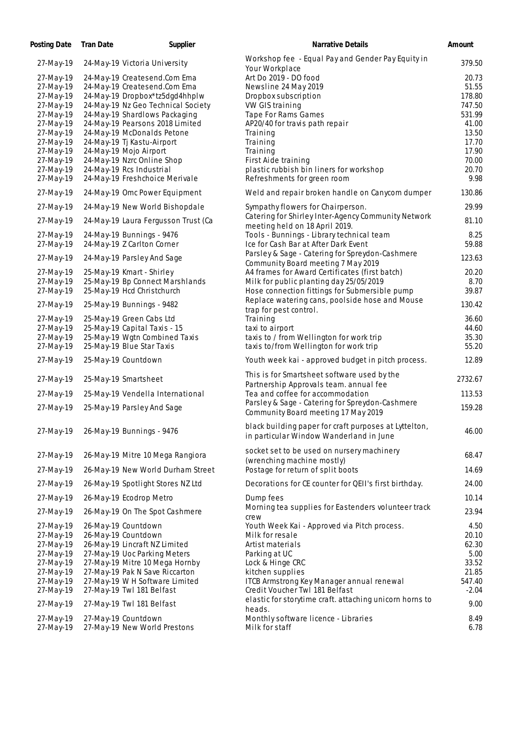| Posting Date | Tran Date | Supplier | Narrative Details | Amount |
|---|---|---|---|---|
| 27-May-19 | 24-May-19 | Victoria University | Workshop fee - Equal Pay and Gender Pay Equity in Your Workplace | 379.50 |
| 27-May-19 | 24-May-19 | Createsend.Com Ema | Art Do 2019 - DO food | 20.73 |
| 27-May-19 | 24-May-19 | Createsend.Com Ema | Newsline 24 May 2019 | 51.55 |
| 27-May-19 | 24-May-19 | Dropbox*tz5dgd4hhplw | Dropbox subscription | 178.80 |
| 27-May-19 | 24-May-19 | Nz Geo Technical Society | VW GIS training | 747.50 |
| 27-May-19 | 24-May-19 | Shardlows Packaging | Tape For Rams Games | 531.99 |
| 27-May-19 | 24-May-19 | Pearsons 2018 Limited | AP20/40 for travis path repair | 41.00 |
| 27-May-19 | 24-May-19 | McDonalds Petone | Training | 13.50 |
| 27-May-19 | 24-May-19 | Tj Kastu-Airport | Training | 17.70 |
| 27-May-19 | 24-May-19 | Mojo Airport | Training | 17.90 |
| 27-May-19 | 24-May-19 | Nzrc Online Shop | First Aide training | 70.00 |
| 27-May-19 | 24-May-19 | Rcs Industrial | plastic rubbish bin liners for workshop | 20.70 |
| 27-May-19 | 24-May-19 | Freshchoice Merivale | Refreshments for green room | 9.98 |
| 27-May-19 | 24-May-19 | Omc Power Equipment | Weld and repair broken handle on Canycom dumper | 130.86 |
| 27-May-19 | 24-May-19 | New World Bishopdale | Sympathy flowers for Chairperson. | 29.99 |
| 27-May-19 | 24-May-19 | Laura Fergusson Trust (Ca | Catering for Shirley Inter-Agency Community Network meeting held on 18 April 2019. | 81.10 |
| 27-May-19 | 24-May-19 | Bunnings - 9476 | Tools - Bunnings - Library technical team | 8.25 |
| 27-May-19 | 24-May-19 | Z Carlton Corner | Ice for Cash Bar at After Dark Event | 59.88 |
| 27-May-19 | 24-May-19 | Parsley And Sage | Parsley & Sage - Catering for Spreydon-Cashmere Community Board meeting 7 May 2019 | 123.63 |
| 27-May-19 | 25-May-19 | Kmart - Shirley | A4 frames for Award Certificates (first batch) | 20.20 |
| 27-May-19 | 25-May-19 | Bp Connect Marshlands | Milk for public planting day 25/05/2019 | 8.70 |
| 27-May-19 | 25-May-19 | Hcd Christchurch | Hose connection fittings for Submersible pump | 39.87 |
| 27-May-19 | 25-May-19 | Bunnings - 9482 | Replace watering cans, poolside hose and Mouse trap for pest control. | 130.42 |
| 27-May-19 | 25-May-19 | Green Cabs Ltd | Training | 36.60 |
| 27-May-19 | 25-May-19 | Capital Taxis - 15 | taxi to airport | 44.60 |
| 27-May-19 | 25-May-19 | Wgtn Combined Taxis | taxis to / from Wellington for work trip | 35.30 |
| 27-May-19 | 25-May-19 | Blue Star Taxis | taxis to/from Wellington for work trip | 55.20 |
| 27-May-19 | 25-May-19 | Countdown | Youth week kai - approved budget in pitch process. | 12.89 |
| 27-May-19 | 25-May-19 | Smartsheet | This is for Smartsheet software used by the Partnership Approvals team. annual fee | 2732.67 |
| 27-May-19 | 25-May-19 | Vendella International | Tea and coffee for accommodation | 113.53 |
| 27-May-19 | 25-May-19 | Parsley And Sage | Parsley & Sage - Catering for Spreydon-Cashmere Community Board meeting 17 May 2019 | 159.28 |
| 27-May-19 | 26-May-19 | Bunnings - 9476 | black building paper for craft purposes at Lyttelton, in particular Window Wanderland in June | 46.00 |
| 27-May-19 | 26-May-19 | Mitre 10 Mega Rangiora | socket set to be used on nursery machinery (wrenching machine mostly) | 68.47 |
| 27-May-19 | 26-May-19 | New World Durham Street | Postage for return of split boots | 14.69 |
| 27-May-19 | 26-May-19 | Spotlight Stores NZ Ltd | Decorations for CE counter for QEII's first birthday. | 24.00 |
| 27-May-19 | 26-May-19 | Ecodrop Metro | Dump fees | 10.14 |
| 27-May-19 | 26-May-19 | On The Spot Cashmere | Morning tea supplies for Eastenders volunteer track crew | 23.94 |
| 27-May-19 | 26-May-19 | Countdown | Youth Week Kai - Approved via Pitch process. | 4.50 |
| 27-May-19 | 26-May-19 | Countdown | Milk for resale | 20.10 |
| 27-May-19 | 26-May-19 | Lincraft NZ Limited | Artist materials | 62.30 |
| 27-May-19 | 27-May-19 | Uoc Parking Meters | Parking at UC | 5.00 |
| 27-May-19 | 27-May-19 | Mitre 10 Mega Hornby | Lock & Hinge CRC | 33.52 |
| 27-May-19 | 27-May-19 | Pak N Save Riccarton | kitchen supplies | 21.85 |
| 27-May-19 | 27-May-19 | W H Software Limited | ITCB Armstrong Key Manager annual renewal | 547.40 |
| 27-May-19 | 27-May-19 | Twl 181 Belfast | Credit Voucher Twl 181 Belfast | -2.04 |
| 27-May-19 | 27-May-19 | Twl 181 Belfast | elastic for storytime craft. attaching unicorn horns to heads. | 9.00 |
| 27-May-19 | 27-May-19 | Countdown | Monthly software licence - Libraries | 8.49 |
| 27-May-19 | 27-May-19 | New World Prestons | Milk for staff | 6.78 |